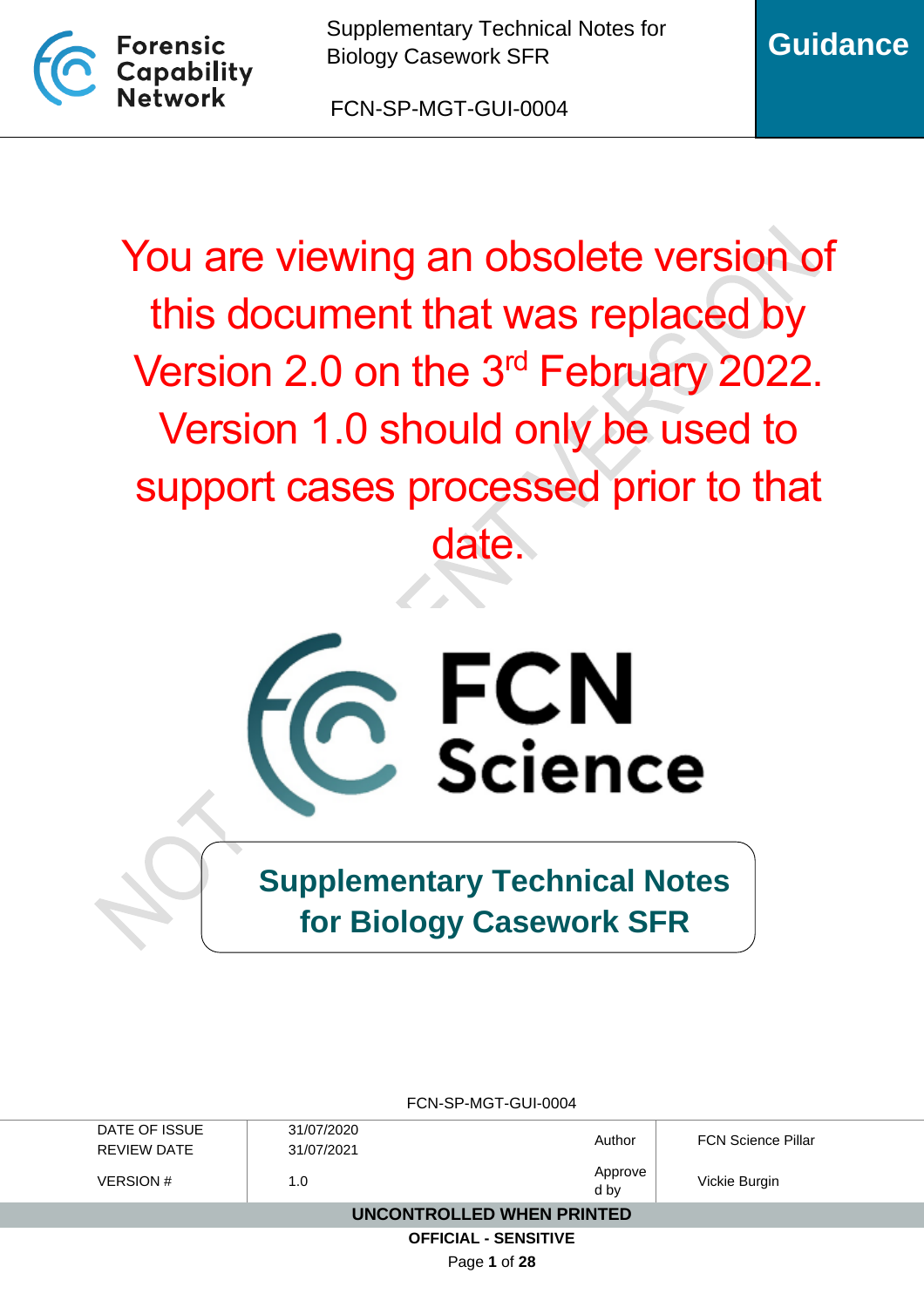You are viewing an obsolete version of this document that was replaced by Version 2.0 on the 3rd February 2022. Version 1.0 should only be used to support cases processed prior to that date.

NOT CURRENT VERSION

FCN Science

# Supplementary Technical Notes for Biology Casework SFR

FCN-SP-MGT-GUI-0004

| DATE OF ISSUE | 31/07/2020 | Author | FCN Science Pillar |
|---|---|---|---|
| REVIEW DATE | 31/07/2021 | | |
| VERSION # | 1.0 | Approved by | Vickie Burgin |

**UNCONTROLLED WHEN PRINTED**

**OFFICIAL - SENSITIVE**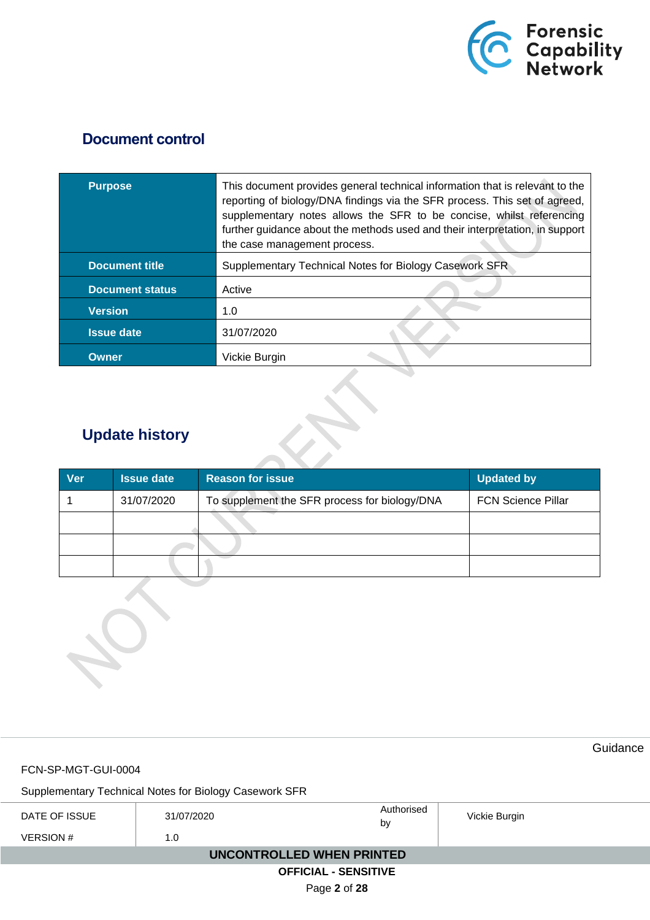## Document control

| Purpose | This document provides general technical information that is relevant to the reporting of biology/DNA findings via the SFR process. This set of agreed, supplementary notes allows the SFR to be concise, whilst referencing further guidance about the methods used and their interpretation, in support the case management process. |
|---|---|
| Document title | Supplementary Technical Notes for Biology Casework SFR |
| Document status | Active |
| Version | 1.0 |
| Issue date | 31/07/2020 |
| Owner | Vickie Burgin |

## Update history

| Ver | Issue date | Reason for issue | Updated by |
|---|---|---|---|
| 1 | 31/07/2020 | To supplement the SFR process for biology/DNA | FCN Science Pillar |
| | | | |
| | | | |
| | | | |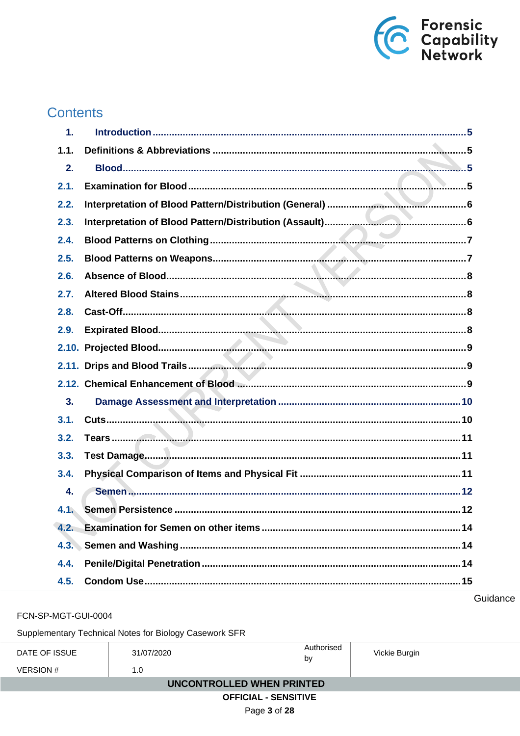## Contents

| | | |
|---|---|---|
| 1. | Introduction | 5 |
| 1.1. | Definitions & Abbreviations | 5 |
| 2. | Blood | 5 |
| 2.1. | Examination for Blood | 5 |
| 2.2. | Interpretation of Blood Pattern/Distribution (General) | 6 |
| 2.3. | Interpretation of Blood Pattern/Distribution (Assault) | 6 |
| 2.4. | Blood Patterns on Clothing | 7 |
| 2.5. | Blood Patterns on Weapons | 7 |
| 2.6. | Absence of Blood | 8 |
| 2.7. | Altered Blood Stains | 8 |
| 2.8. | Cast-Off | 8 |
| 2.9. | Expirated Blood | 8 |
| 2.10. | Projected Blood | 9 |
| 2.11. | Drips and Blood Trails | 9 |
| 2.12. | Chemical Enhancement of Blood | 9 |
| 3. | Damage Assessment and Interpretation | 10 |
| 3.1. | Cuts | 10 |
| 3.2. | Tears | 11 |
| 3.3. | Test Damage | 11 |
| 3.4. | Physical Comparison of Items and Physical Fit | 11 |
| 4. | Semen | 12 |
| 4.1. | Semen Persistence | 12 |
| 4.2. | Examination for Semen on other items | 14 |
| 4.3. | Semen and Washing | 14 |
| 4.4. | Penile/Digital Penetration | 14 |
| 4.5. | Condom Use | 15 |

NOT CURRENT VERSION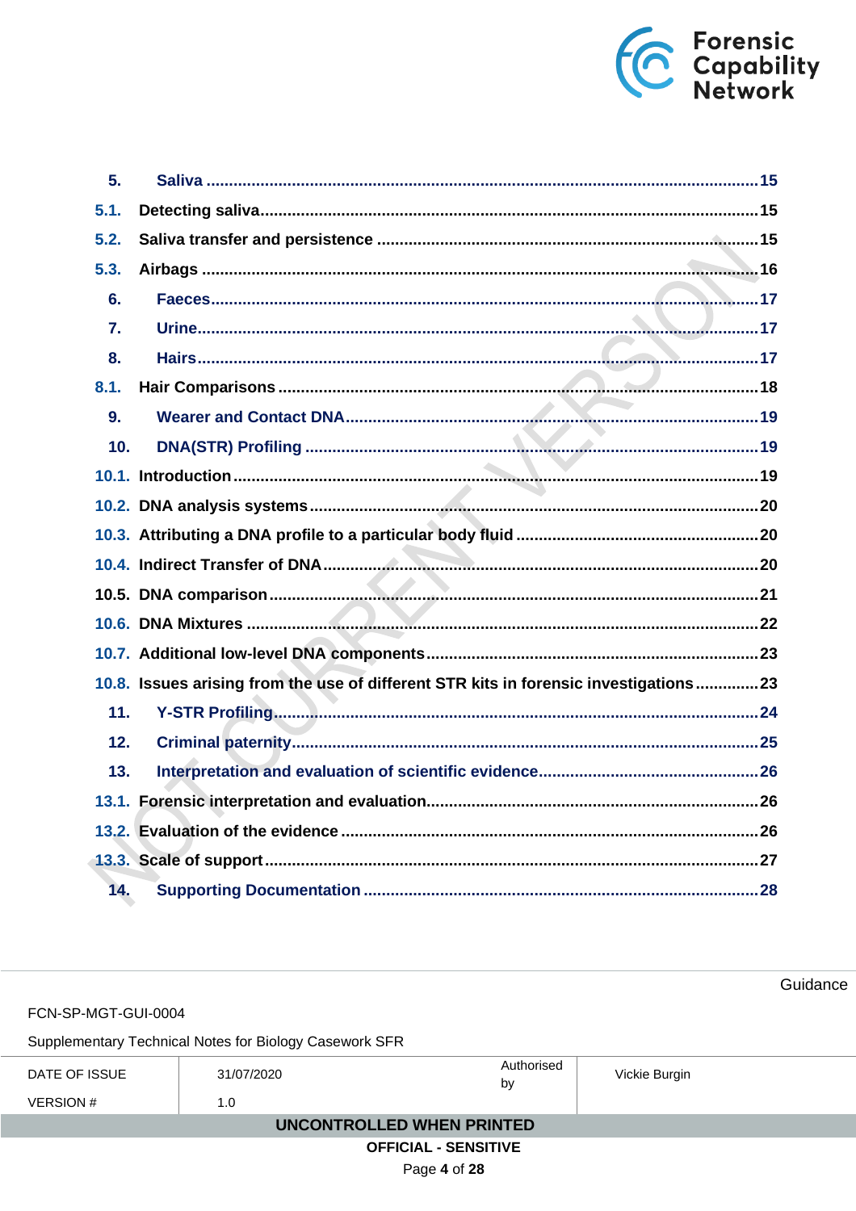5. **Saliva** ........................................................................................................15

5.1. **Detecting saliva**.............................................................................................15

5.2. **Saliva transfer and persistence** ...................................................................15

5.3. **Airbags** .........................................................................................................16

6. **Faeces**...........................................................................................................17

7. **Urine**..............................................................................................................17

8. **Hairs**..............................................................................................................17

8.1. **Hair Comparisons** .........................................................................................18

9. **Wearer and Contact DNA**..............................................................................19

10. **DNA(STR) Profiling** ......................................................................................19

10.1. **Introduction** ..................................................................................................19

10.2. **DNA analysis systems**..................................................................................20

10.3. **Attributing a DNA profile to a particular body fluid** ......................................20

10.4. **Indirect Transfer of DNA**...............................................................................20

10.5. **DNA comparison**..........................................................................................21

10.6. **DNA Mixtures** ...............................................................................................22

10.7. **Additional low-level DNA components**.........................................................23

10.8. **Issues arising from the use of different STR kits in forensic investigations**..............23

11. **Y-STR Profiling**..............................................................................................24

12. **Criminal paternity**..........................................................................................25

13. **Interpretation and evaluation of scientific evidence**.....................................26

13.1. **Forensic interpretation and evaluation**.........................................................26

13.2. **Evaluation of the evidence** ...........................................................................26

13.3. **Scale of support**............................................................................................27

14. **Supporting Documentation** ..........................................................................28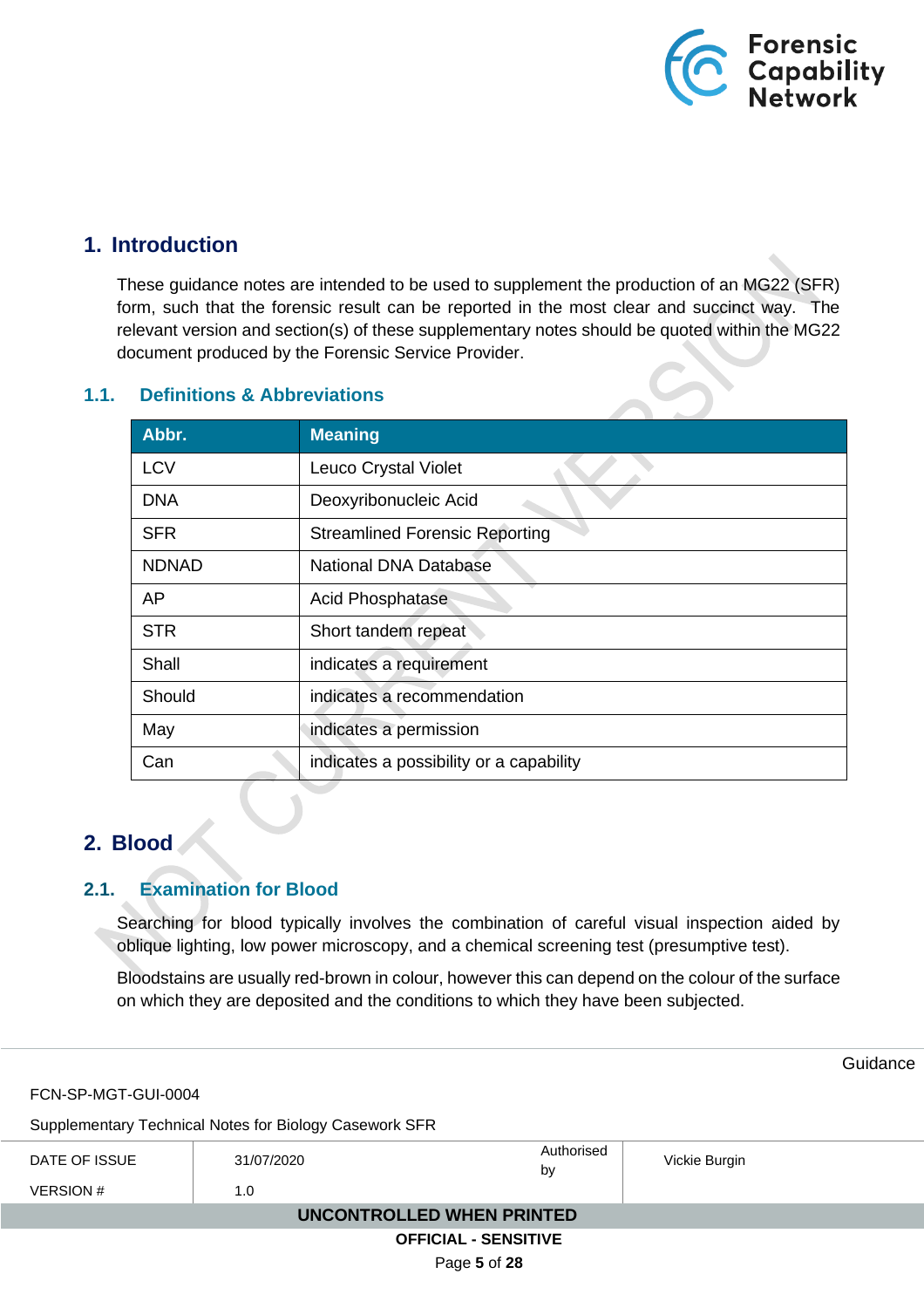# 1. Introduction

These guidance notes are intended to be used to supplement the production of an MG22 (SFR) form, such that the forensic result can be reported in the most clear and succinct way. The relevant version and section(s) of these supplementary notes should be quoted within the MG22 document produced by the Forensic Service Provider.

## 1.1. Definitions & Abbreviations

| Abbr. | Meaning |
|---|---|
| LCV | Leuco Crystal Violet |
| DNA | Deoxyribonucleic Acid |
| SFR | Streamlined Forensic Reporting |
| NDNAD | National DNA Database |
| AP | Acid Phosphatase |
| STR | Short tandem repeat |
| Shall | indicates a requirement |
| Should | indicates a recommendation |
| May | indicates a permission |
| Can | indicates a possibility or a capability |

# 2. Blood

## 2.1. Examination for Blood

Searching for blood typically involves the combination of careful visual inspection aided by oblique lighting, low power microscopy, and a chemical screening test (presumptive test).

Bloodstains are usually red-brown in colour, however this can depend on the colour of the surface on which they are deposited and the conditions to which they have been subjected.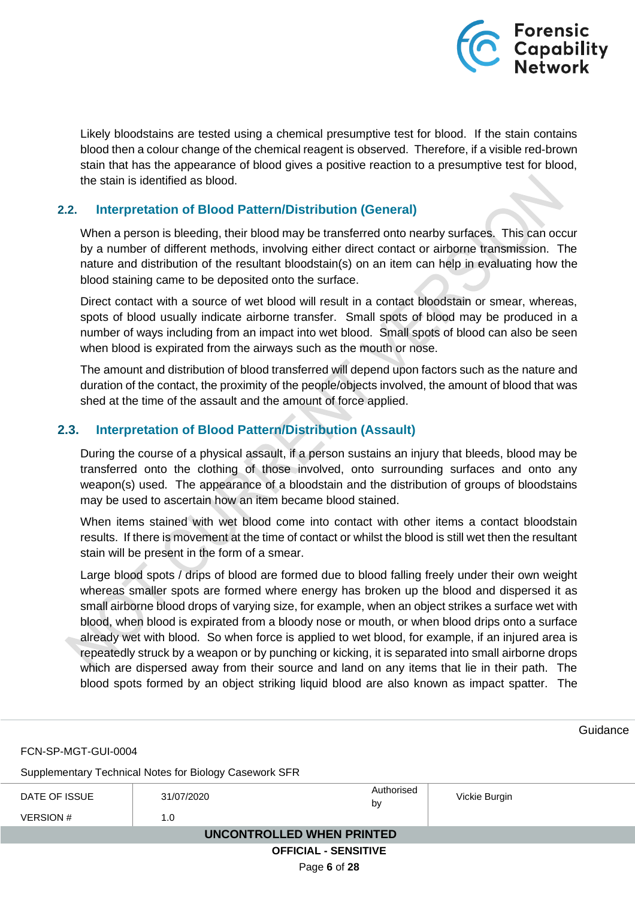Likely bloodstains are tested using a chemical presumptive test for blood. If the stain contains blood then a colour change of the chemical reagent is observed. Therefore, if a visible red-brown stain that has the appearance of blood gives a positive reaction to a presumptive test for blood, the stain is identified as blood.

## 2.2. Interpretation of Blood Pattern/Distribution (General)

When a person is bleeding, their blood may be transferred onto nearby surfaces. This can occur by a number of different methods, involving either direct contact or airborne transmission. The nature and distribution of the resultant bloodstain(s) on an item can help in evaluating how the blood staining came to be deposited onto the surface.

Direct contact with a source of wet blood will result in a contact bloodstain or smear, whereas, spots of blood usually indicate airborne transfer. Small spots of blood may be produced in a number of ways including from an impact into wet blood. Small spots of blood can also be seen when blood is expirated from the airways such as the mouth or nose.

The amount and distribution of blood transferred will depend upon factors such as the nature and duration of the contact, the proximity of the people/objects involved, the amount of blood that was shed at the time of the assault and the amount of force applied.

## 2.3. Interpretation of Blood Pattern/Distribution (Assault)

During the course of a physical assault, if a person sustains an injury that bleeds, blood may be transferred onto the clothing of those involved, onto surrounding surfaces and onto any weapon(s) used. The appearance of a bloodstain and the distribution of groups of bloodstains may be used to ascertain how an item became blood stained.

When items stained with wet blood come into contact with other items a contact bloodstain results. If there is movement at the time of contact or whilst the blood is still wet then the resultant stain will be present in the form of a smear.

Large blood spots / drips of blood are formed due to blood falling freely under their own weight whereas smaller spots are formed where energy has broken up the blood and dispersed it as small airborne blood drops of varying size, for example, when an object strikes a surface wet with blood, when blood is expirated from a bloody nose or mouth, or when blood drips onto a surface already wet with blood. So when force is applied to wet blood, for example, if an injured area is repeatedly struck by a weapon or by punching or kicking, it is separated into small airborne drops which are dispersed away from their source and land on any items that lie in their path. The blood spots formed by an object striking liquid blood are also known as impact spatter. The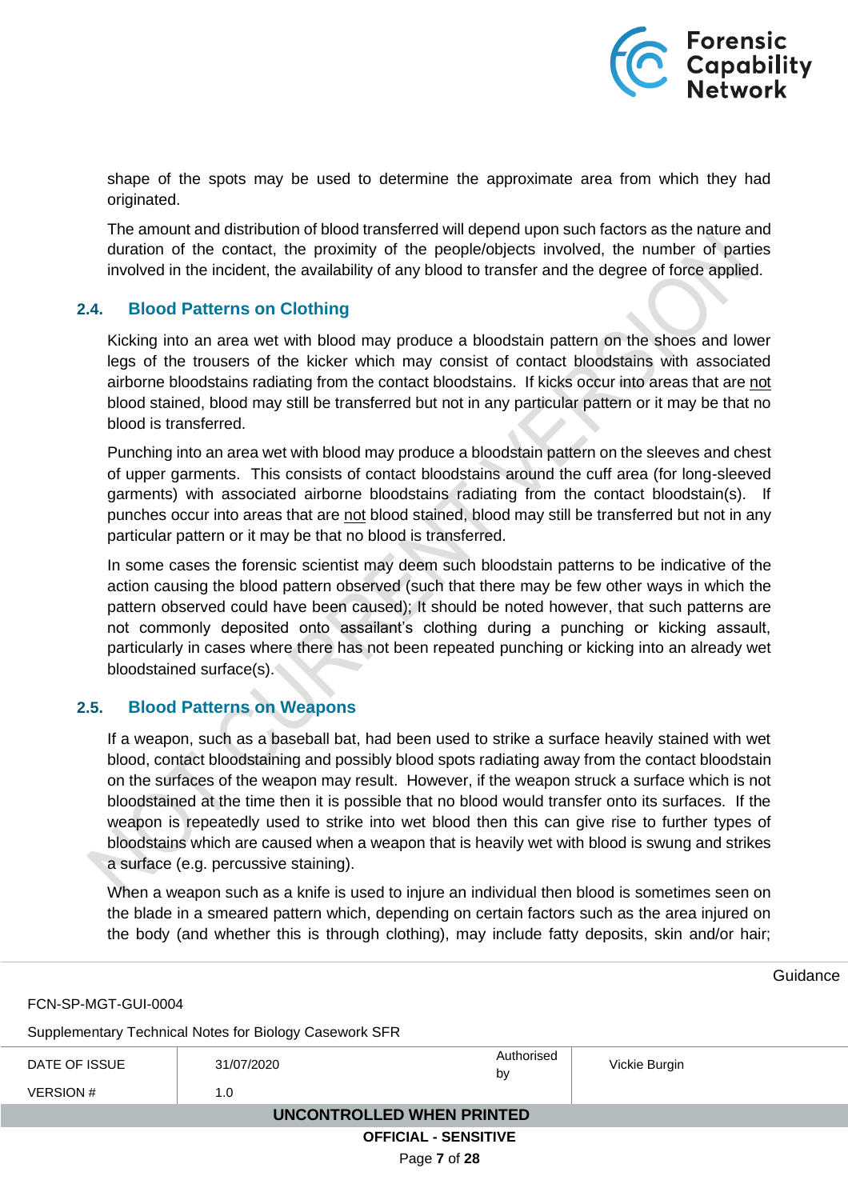shape of the spots may be used to determine the approximate area from which they had originated.

The amount and distribution of blood transferred will depend upon such factors as the nature and duration of the contact, the proximity of the people/objects involved, the number of parties involved in the incident, the availability of any blood to transfer and the degree of force applied.

## 2.4. Blood Patterns on Clothing

Kicking into an area wet with blood may produce a bloodstain pattern on the shoes and lower legs of the trousers of the kicker which may consist of contact bloodstains with associated airborne bloodstains radiating from the contact bloodstains. If kicks occur into areas that are not blood stained, blood may still be transferred but not in any particular pattern or it may be that no blood is transferred.

Punching into an area wet with blood may produce a bloodstain pattern on the sleeves and chest of upper garments. This consists of contact bloodstains around the cuff area (for long-sleeved garments) with associated airborne bloodstains radiating from the contact bloodstain(s). If punches occur into areas that are not blood stained, blood may still be transferred but not in any particular pattern or it may be that no blood is transferred.

In some cases the forensic scientist may deem such bloodstain patterns to be indicative of the action causing the blood pattern observed (such that there may be few other ways in which the pattern observed could have been caused); It should be noted however, that such patterns are not commonly deposited onto assailant's clothing during a punching or kicking assault, particularly in cases where there has not been repeated punching or kicking into an already wet bloodstained surface(s).

## 2.5. Blood Patterns on Weapons

If a weapon, such as a baseball bat, had been used to strike a surface heavily stained with wet blood, contact bloodstaining and possibly blood spots radiating away from the contact bloodstain on the surfaces of the weapon may result. However, if the weapon struck a surface which is not bloodstained at the time then it is possible that no blood would transfer onto its surfaces. If the weapon is repeatedly used to strike into wet blood then this can give rise to further types of bloodstains which are caused when a weapon that is heavily wet with blood is swung and strikes a surface (e.g. percussive staining).

When a weapon such as a knife is used to injure an individual then blood is sometimes seen on the blade in a smeared pattern which, depending on certain factors such as the area injured on the body (and whether this is through clothing), may include fatty deposits, skin and/or hair;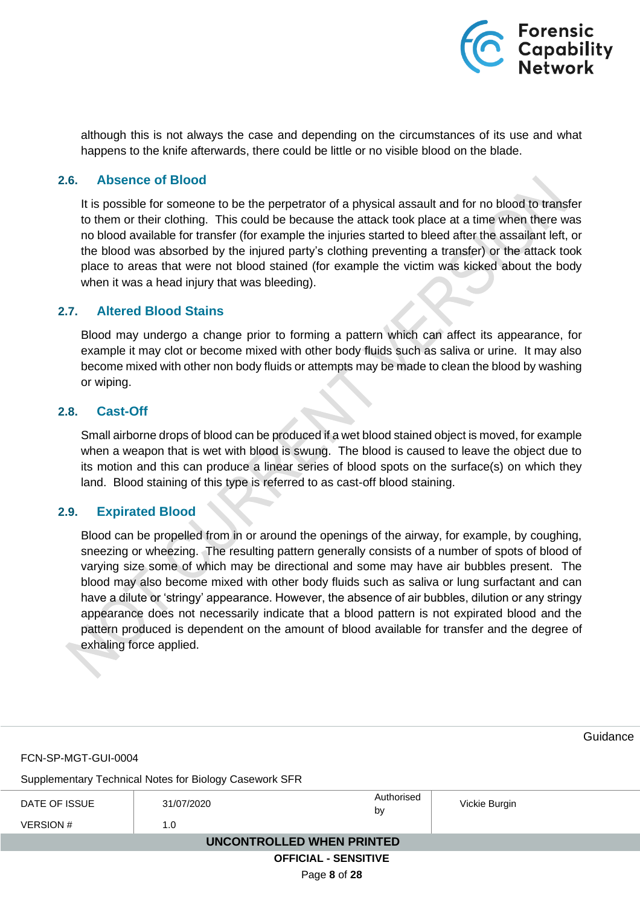although this is not always the case and depending on the circumstances of its use and what happens to the knife afterwards, there could be little or no visible blood on the blade.

### 2.6. Absence of Blood

It is possible for someone to be the perpetrator of a physical assault and for no blood to transfer to them or their clothing. This could be because the attack took place at a time when there was no blood available for transfer (for example the injuries started to bleed after the assailant left, or the blood was absorbed by the injured party's clothing preventing a transfer) or the attack took place to areas that were not blood stained (for example the victim was kicked about the body when it was a head injury that was bleeding).

### 2.7. Altered Blood Stains

Blood may undergo a change prior to forming a pattern which can affect its appearance, for example it may clot or become mixed with other body fluids such as saliva or urine. It may also become mixed with other non body fluids or attempts may be made to clean the blood by washing or wiping.

### 2.8. Cast-Off

Small airborne drops of blood can be produced if a wet blood stained object is moved, for example when a weapon that is wet with blood is swung. The blood is caused to leave the object due to its motion and this can produce a linear series of blood spots on the surface(s) on which they land. Blood staining of this type is referred to as cast-off blood staining.

### 2.9. Expirated Blood

Blood can be propelled from in or around the openings of the airway, for example, by coughing, sneezing or wheezing. The resulting pattern generally consists of a number of spots of blood of varying size some of which may be directional and some may have air bubbles present. The blood may also become mixed with other body fluids such as saliva or lung surfactant and can have a dilute or 'stringy' appearance. However, the absence of air bubbles, dilution or any stringy appearance does not necessarily indicate that a blood pattern is not expirated blood and the pattern produced is dependent on the amount of blood available for transfer and the degree of exhaling force applied.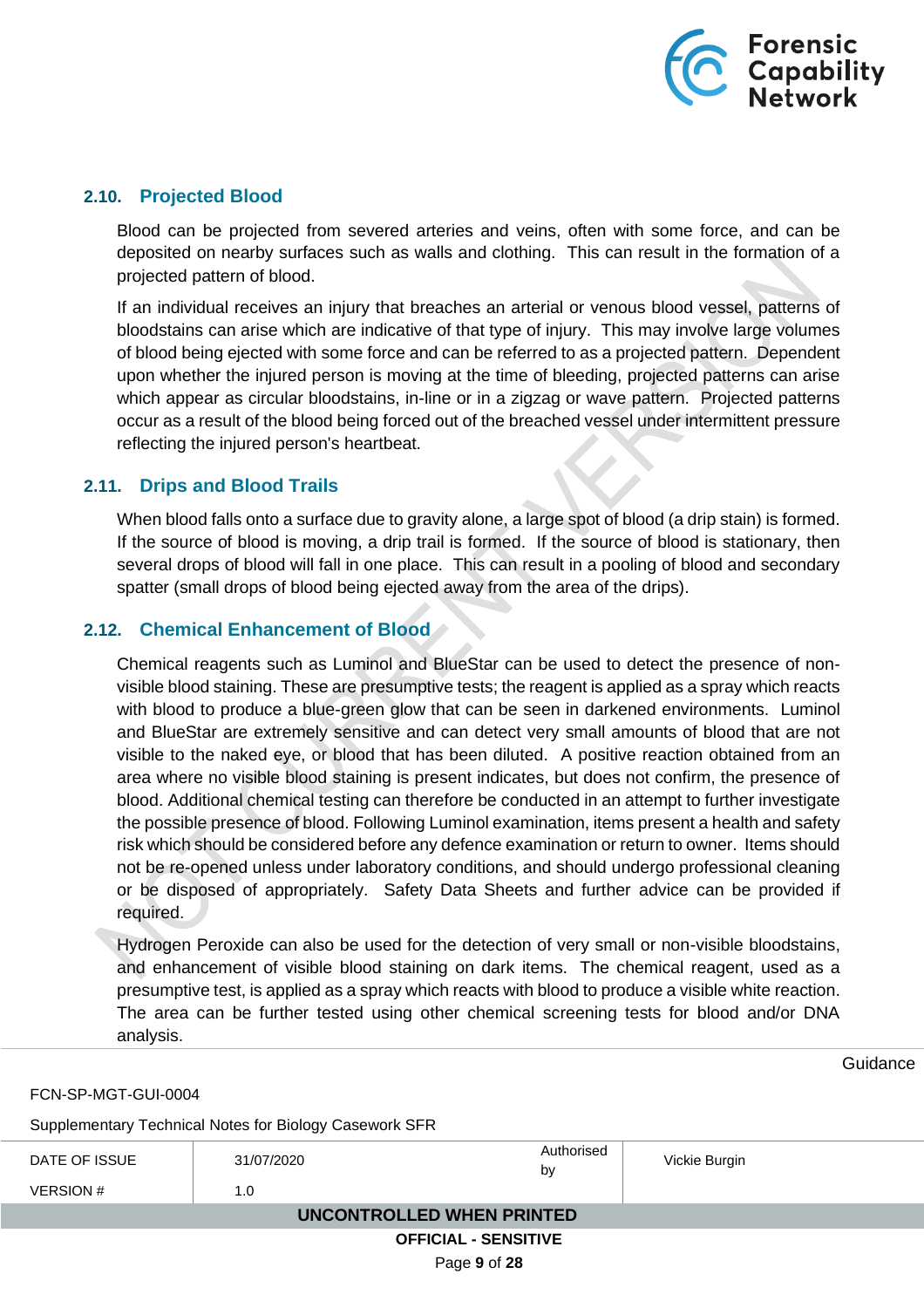## 2.10. Projected Blood

Blood can be projected from severed arteries and veins, often with some force, and can be deposited on nearby surfaces such as walls and clothing. This can result in the formation of a projected pattern of blood.

If an individual receives an injury that breaches an arterial or venous blood vessel, patterns of bloodstains can arise which are indicative of that type of injury. This may involve large volumes of blood being ejected with some force and can be referred to as a projected pattern. Dependent upon whether the injured person is moving at the time of bleeding, projected patterns can arise which appear as circular bloodstains, in-line or in a zigzag or wave pattern. Projected patterns occur as a result of the blood being forced out of the breached vessel under intermittent pressure reflecting the injured person's heartbeat.

## 2.11. Drips and Blood Trails

When blood falls onto a surface due to gravity alone, a large spot of blood (a drip stain) is formed. If the source of blood is moving, a drip trail is formed. If the source of blood is stationary, then several drops of blood will fall in one place. This can result in a pooling of blood and secondary spatter (small drops of blood being ejected away from the area of the drips).

## 2.12. Chemical Enhancement of Blood

Chemical reagents such as Luminol and BlueStar can be used to detect the presence of non-visible blood staining. These are presumptive tests; the reagent is applied as a spray which reacts with blood to produce a blue-green glow that can be seen in darkened environments. Luminol and BlueStar are extremely sensitive and can detect very small amounts of blood that are not visible to the naked eye, or blood that has been diluted. A positive reaction obtained from an area where no visible blood staining is present indicates, but does not confirm, the presence of blood. Additional chemical testing can therefore be conducted in an attempt to further investigate the possible presence of blood. Following Luminol examination, items present a health and safety risk which should be considered before any defence examination or return to owner. Items should not be re-opened unless under laboratory conditions, and should undergo professional cleaning or be disposed of appropriately. Safety Data Sheets and further advice can be provided if required.

Hydrogen Peroxide can also be used for the detection of very small or non-visible bloodstains, and enhancement of visible blood staining on dark items. The chemical reagent, used as a presumptive test, is applied as a spray which reacts with blood to produce a visible white reaction. The area can be further tested using other chemical screening tests for blood and/or DNA analysis.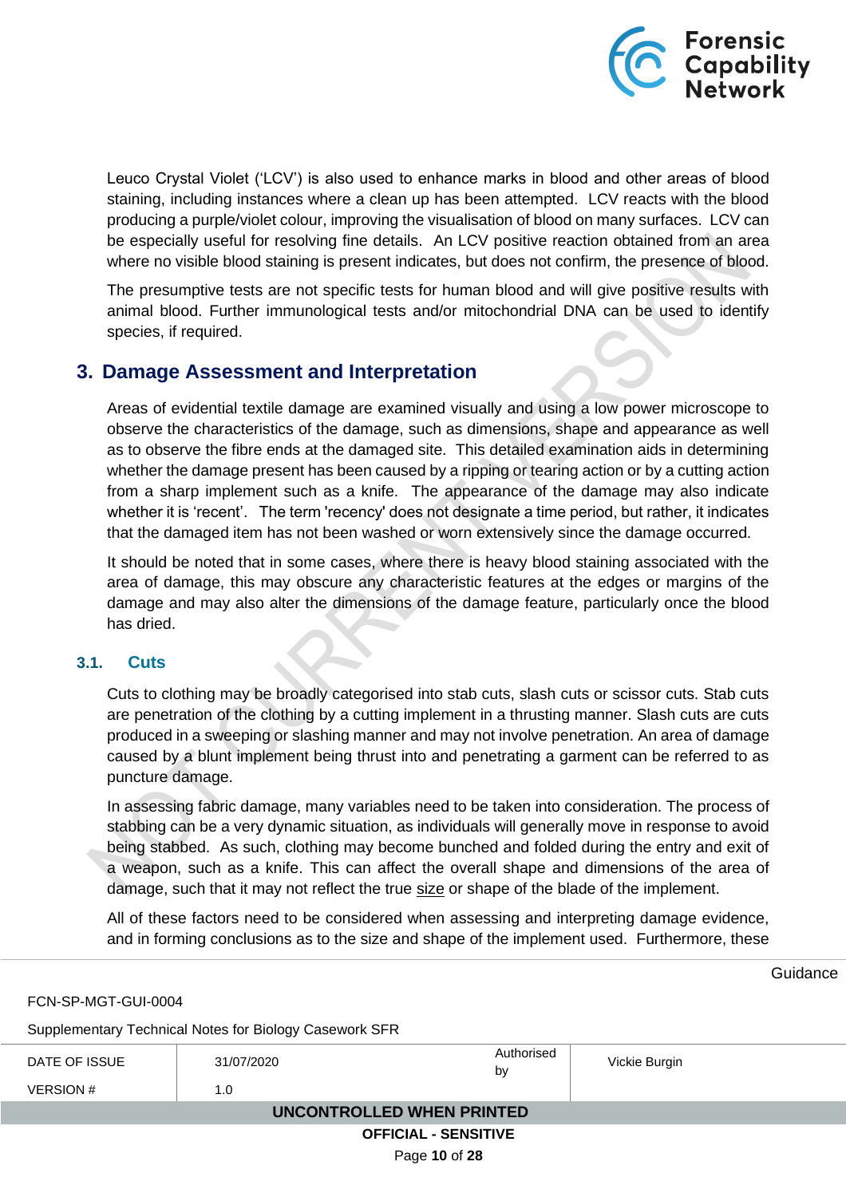Leuco Crystal Violet ('LCV') is also used to enhance marks in blood and other areas of blood staining, including instances where a clean up has been attempted. LCV reacts with the blood producing a purple/violet colour, improving the visualisation of blood on many surfaces. LCV can be especially useful for resolving fine details. An LCV positive reaction obtained from an area where no visible blood staining is present indicates, but does not confirm, the presence of blood.

The presumptive tests are not specific tests for human blood and will give positive results with animal blood. Further immunological tests and/or mitochondrial DNA can be used to identify species, if required.

## 3. Damage Assessment and Interpretation

Areas of evidential textile damage are examined visually and using a low power microscope to observe the characteristics of the damage, such as dimensions, shape and appearance as well as to observe the fibre ends at the damaged site. This detailed examination aids in determining whether the damage present has been caused by a ripping or tearing action or by a cutting action from a sharp implement such as a knife. The appearance of the damage may also indicate whether it is 'recent'. The term 'recency' does not designate a time period, but rather, it indicates that the damaged item has not been washed or worn extensively since the damage occurred.

It should be noted that in some cases, where there is heavy blood staining associated with the area of damage, this may obscure any characteristic features at the edges or margins of the damage and may also alter the dimensions of the damage feature, particularly once the blood has dried.

### 3.1. Cuts

Cuts to clothing may be broadly categorised into stab cuts, slash cuts or scissor cuts. Stab cuts are penetration of the clothing by a cutting implement in a thrusting manner. Slash cuts are cuts produced in a sweeping or slashing manner and may not involve penetration. An area of damage caused by a blunt implement being thrust into and penetrating a garment can be referred to as puncture damage.

In assessing fabric damage, many variables need to be taken into consideration. The process of stabbing can be a very dynamic situation, as individuals will generally move in response to avoid being stabbed. As such, clothing may become bunched and folded during the entry and exit of a weapon, such as a knife. This can affect the overall shape and dimensions of the area of damage, such that it may not reflect the true size or shape of the blade of the implement.

All of these factors need to be considered when assessing and interpreting damage evidence, and in forming conclusions as to the size and shape of the implement used. Furthermore, these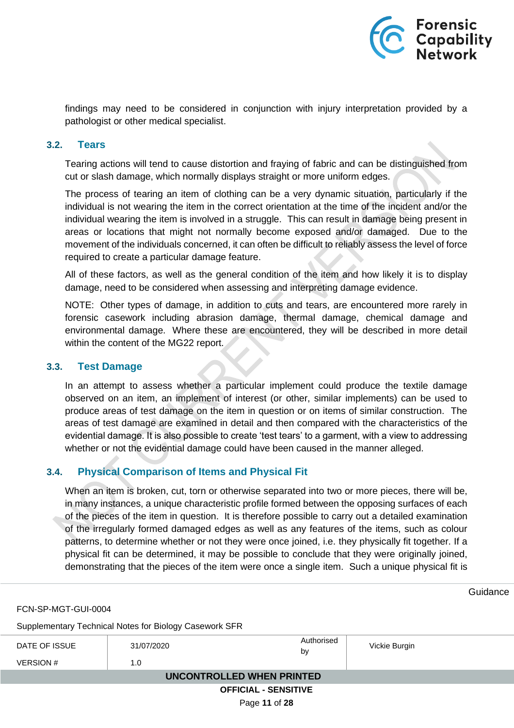findings may need to be considered in conjunction with injury interpretation provided by a pathologist or other medical specialist.

### 3.2. Tears

Tearing actions will tend to cause distortion and fraying of fabric and can be distinguished from cut or slash damage, which normally displays straight or more uniform edges.

The process of tearing an item of clothing can be a very dynamic situation, particularly if the individual is not wearing the item in the correct orientation at the time of the incident and/or the individual wearing the item is involved in a struggle. This can result in damage being present in areas or locations that might not normally become exposed and/or damaged. Due to the movement of the individuals concerned, it can often be difficult to reliably assess the level of force required to create a particular damage feature.

All of these factors, as well as the general condition of the item and how likely it is to display damage, need to be considered when assessing and interpreting damage evidence.

NOTE: Other types of damage, in addition to cuts and tears, are encountered more rarely in forensic casework including abrasion damage, thermal damage, chemical damage and environmental damage. Where these are encountered, they will be described in more detail within the content of the MG22 report.

### 3.3. Test Damage

In an attempt to assess whether a particular implement could produce the textile damage observed on an item, an implement of interest (or other, similar implements) can be used to produce areas of test damage on the item in question or on items of similar construction. The areas of test damage are examined in detail and then compared with the characteristics of the evidential damage. It is also possible to create 'test tears' to a garment, with a view to addressing whether or not the evidential damage could have been caused in the manner alleged.

### 3.4. Physical Comparison of Items and Physical Fit

When an item is broken, cut, torn or otherwise separated into two or more pieces, there will be, in many instances, a unique characteristic profile formed between the opposing surfaces of each of the pieces of the item in question. It is therefore possible to carry out a detailed examination of the irregularly formed damaged edges as well as any features of the items, such as colour patterns, to determine whether or not they were once joined, i.e. they physically fit together. If a physical fit can be determined, it may be possible to conclude that they were originally joined, demonstrating that the pieces of the item were once a single item. Such a unique physical fit is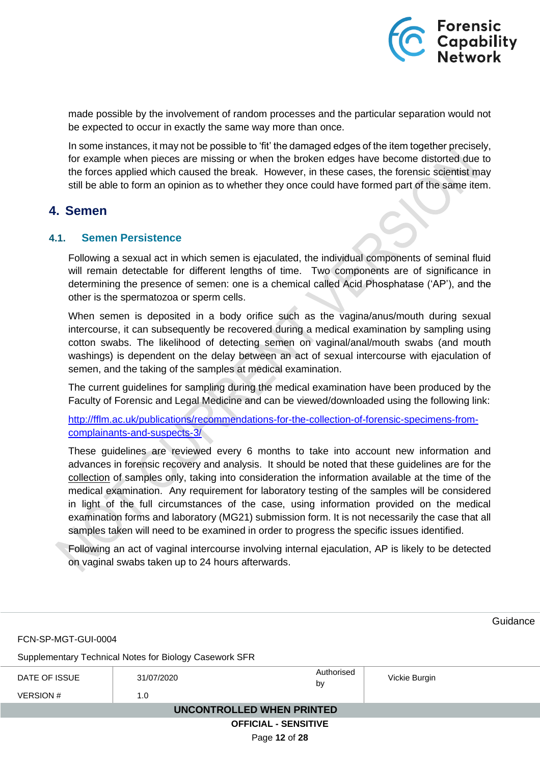made possible by the involvement of random processes and the particular separation would not be expected to occur in exactly the same way more than once.

In some instances, it may not be possible to 'fit' the damaged edges of the item together precisely, for example when pieces are missing or when the broken edges have become distorted due to the forces applied which caused the break. However, in these cases, the forensic scientist may still be able to form an opinion as to whether they once could have formed part of the same item.

## 4. Semen

### 4.1. Semen Persistence

Following a sexual act in which semen is ejaculated, the individual components of seminal fluid will remain detectable for different lengths of time. Two components are of significance in determining the presence of semen: one is a chemical called Acid Phosphatase ('AP'), and the other is the spermatozoa or sperm cells.

When semen is deposited in a body orifice such as the vagina/anus/mouth during sexual intercourse, it can subsequently be recovered during a medical examination by sampling using cotton swabs. The likelihood of detecting semen on vaginal/anal/mouth swabs (and mouth washings) is dependent on the delay between an act of sexual intercourse with ejaculation of semen, and the taking of the samples at medical examination.

The current guidelines for sampling during the medical examination have been produced by the Faculty of Forensic and Legal Medicine and can be viewed/downloaded using the following link:

[http://fflm.ac.uk/publications/recommendations-for-the-collection-of-forensic-specimens-from-complainants-and-suspects-3/](http://fflm.ac.uk/publications/recommendations-for-the-collection-of-forensic-specimens-from-complainants-and-suspects-3/)

These guidelines are reviewed every 6 months to take into account new information and advances in forensic recovery and analysis. It should be noted that these guidelines are for the collection of samples only, taking into consideration the information available at the time of the medical examination. Any requirement for laboratory testing of the samples will be considered in light of the full circumstances of the case, using information provided on the medical examination forms and laboratory (MG21) submission form. It is not necessarily the case that all samples taken will need to be examined in order to progress the specific issues identified.

Following an act of vaginal intercourse involving internal ejaculation, AP is likely to be detected on vaginal swabs taken up to 24 hours afterwards.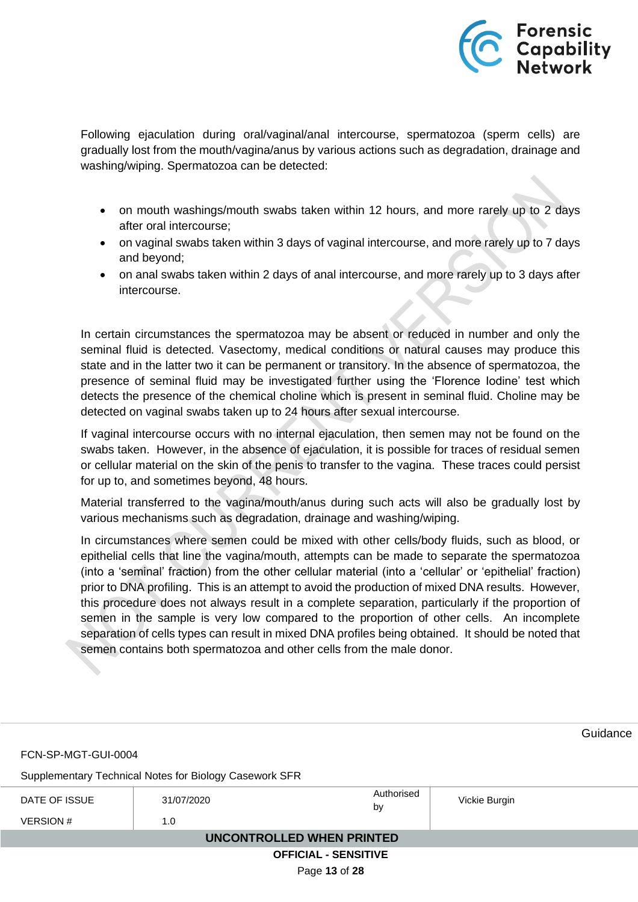Following ejaculation during oral/vaginal/anal intercourse, spermatozoa (sperm cells) are gradually lost from the mouth/vagina/anus by various actions such as degradation, drainage and washing/wiping. Spermatozoa can be detected:

- on mouth washings/mouth swabs taken within 12 hours, and more rarely up to 2 days after oral intercourse;
- on vaginal swabs taken within 3 days of vaginal intercourse, and more rarely up to 7 days and beyond;
- on anal swabs taken within 2 days of anal intercourse, and more rarely up to 3 days after intercourse.

In certain circumstances the spermatozoa may be absent or reduced in number and only the seminal fluid is detected. Vasectomy, medical conditions or natural causes may produce this state and in the latter two it can be permanent or transitory. In the absence of spermatozoa, the presence of seminal fluid may be investigated further using the 'Florence Iodine' test which detects the presence of the chemical choline which is present in seminal fluid. Choline may be detected on vaginal swabs taken up to 24 hours after sexual intercourse.

If vaginal intercourse occurs with no internal ejaculation, then semen may not be found on the swabs taken. However, in the absence of ejaculation, it is possible for traces of residual semen or cellular material on the skin of the penis to transfer to the vagina. These traces could persist for up to, and sometimes beyond, 48 hours.

Material transferred to the vagina/mouth/anus during such acts will also be gradually lost by various mechanisms such as degradation, drainage and washing/wiping.

In circumstances where semen could be mixed with other cells/body fluids, such as blood, or epithelial cells that line the vagina/mouth, attempts can be made to separate the spermatozoa (into a 'seminal' fraction) from the other cellular material (into a 'cellular' or 'epithelial' fraction) prior to DNA profiling. This is an attempt to avoid the production of mixed DNA results. However, this procedure does not always result in a complete separation, particularly if the proportion of semen in the sample is very low compared to the proportion of other cells. An incomplete separation of cells types can result in mixed DNA profiles being obtained. It should be noted that semen contains both spermatozoa and other cells from the male donor.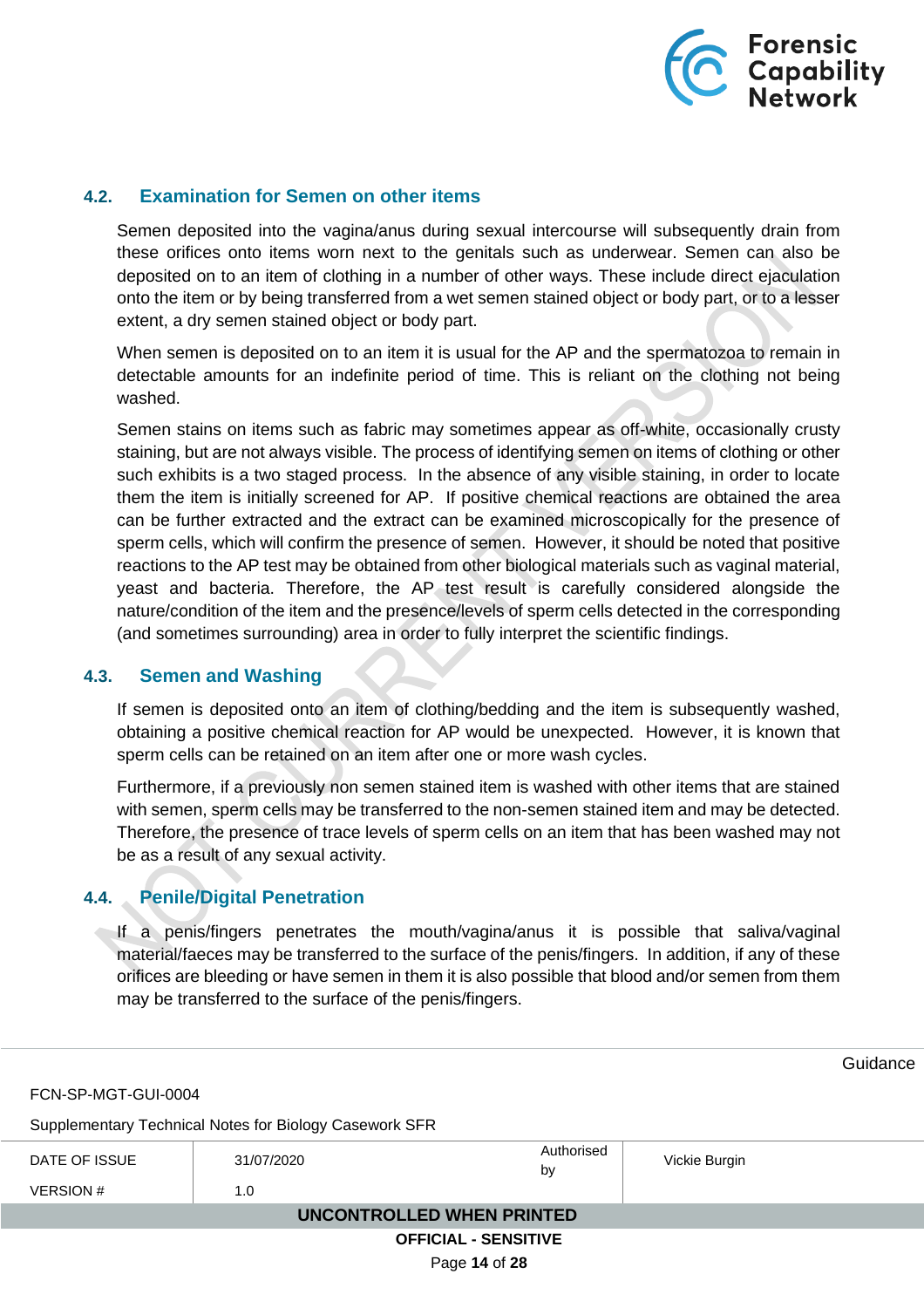### 4.2. Examination for Semen on other items

Semen deposited into the vagina/anus during sexual intercourse will subsequently drain from these orifices onto items worn next to the genitals such as underwear. Semen can also be deposited on to an item of clothing in a number of other ways. These include direct ejaculation onto the item or by being transferred from a wet semen stained object or body part, or to a lesser extent, a dry semen stained object or body part.

When semen is deposited on to an item it is usual for the AP and the spermatozoa to remain in detectable amounts for an indefinite period of time. This is reliant on the clothing not being washed.

Semen stains on items such as fabric may sometimes appear as off-white, occasionally crusty staining, but are not always visible. The process of identifying semen on items of clothing or other such exhibits is a two staged process. In the absence of any visible staining, in order to locate them the item is initially screened for AP. If positive chemical reactions are obtained the area can be further extracted and the extract can be examined microscopically for the presence of sperm cells, which will confirm the presence of semen. However, it should be noted that positive reactions to the AP test may be obtained from other biological materials such as vaginal material, yeast and bacteria. Therefore, the AP test result is carefully considered alongside the nature/condition of the item and the presence/levels of sperm cells detected in the corresponding (and sometimes surrounding) area in order to fully interpret the scientific findings.

### 4.3. Semen and Washing

If semen is deposited onto an item of clothing/bedding and the item is subsequently washed, obtaining a positive chemical reaction for AP would be unexpected. However, it is known that sperm cells can be retained on an item after one or more wash cycles.

Furthermore, if a previously non semen stained item is washed with other items that are stained with semen, sperm cells may be transferred to the non-semen stained item and may be detected. Therefore, the presence of trace levels of sperm cells on an item that has been washed may not be as a result of any sexual activity.

### 4.4. Penile/Digital Penetration

If a penis/fingers penetrates the mouth/vagina/anus it is possible that saliva/vaginal material/faeces may be transferred to the surface of the penis/fingers. In addition, if any of these orifices are bleeding or have semen in them it is also possible that blood and/or semen from them may be transferred to the surface of the penis/fingers.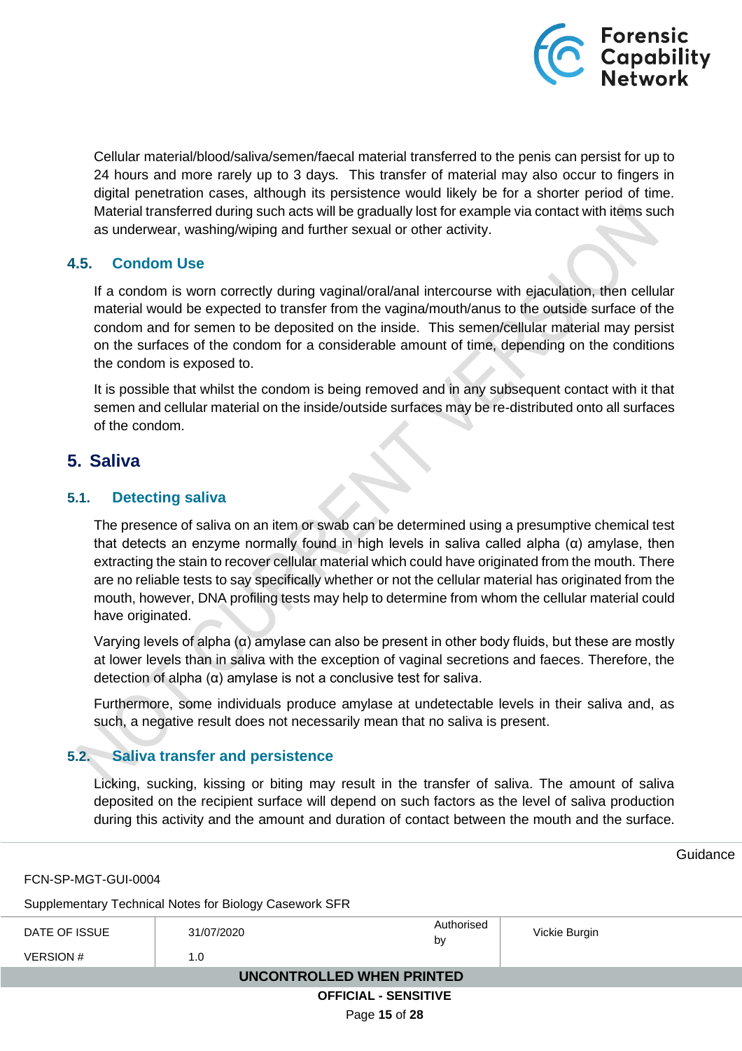Cellular material/blood/saliva/semen/faecal material transferred to the penis can persist for up to 24 hours and more rarely up to 3 days. This transfer of material may also occur to fingers in digital penetration cases, although its persistence would likely be for a shorter period of time. Material transferred during such acts will be gradually lost for example via contact with items such as underwear, washing/wiping and further sexual or other activity.

### 4.5. Condom Use

If a condom is worn correctly during vaginal/oral/anal intercourse with ejaculation, then cellular material would be expected to transfer from the vagina/mouth/anus to the outside surface of the condom and for semen to be deposited on the inside. This semen/cellular material may persist on the surfaces of the condom for a considerable amount of time, depending on the conditions the condom is exposed to.

It is possible that whilst the condom is being removed and in any subsequent contact with it that semen and cellular material on the inside/outside surfaces may be re-distributed onto all surfaces of the condom.

## 5. Saliva

### 5.1. Detecting saliva

The presence of saliva on an item or swab can be determined using a presumptive chemical test that detects an enzyme normally found in high levels in saliva called alpha (α) amylase, then extracting the stain to recover cellular material which could have originated from the mouth. There are no reliable tests to say specifically whether or not the cellular material has originated from the mouth, however, DNA profiling tests may help to determine from whom the cellular material could have originated.

Varying levels of alpha (α) amylase can also be present in other body fluids, but these are mostly at lower levels than in saliva with the exception of vaginal secretions and faeces. Therefore, the detection of alpha (α) amylase is not a conclusive test for saliva.

Furthermore, some individuals produce amylase at undetectable levels in their saliva and, as such, a negative result does not necessarily mean that no saliva is present.

### 5.2. Saliva transfer and persistence

Licking, sucking, kissing or biting may result in the transfer of saliva. The amount of saliva deposited on the recipient surface will depend on such factors as the level of saliva production during this activity and the amount and duration of contact between the mouth and the surface.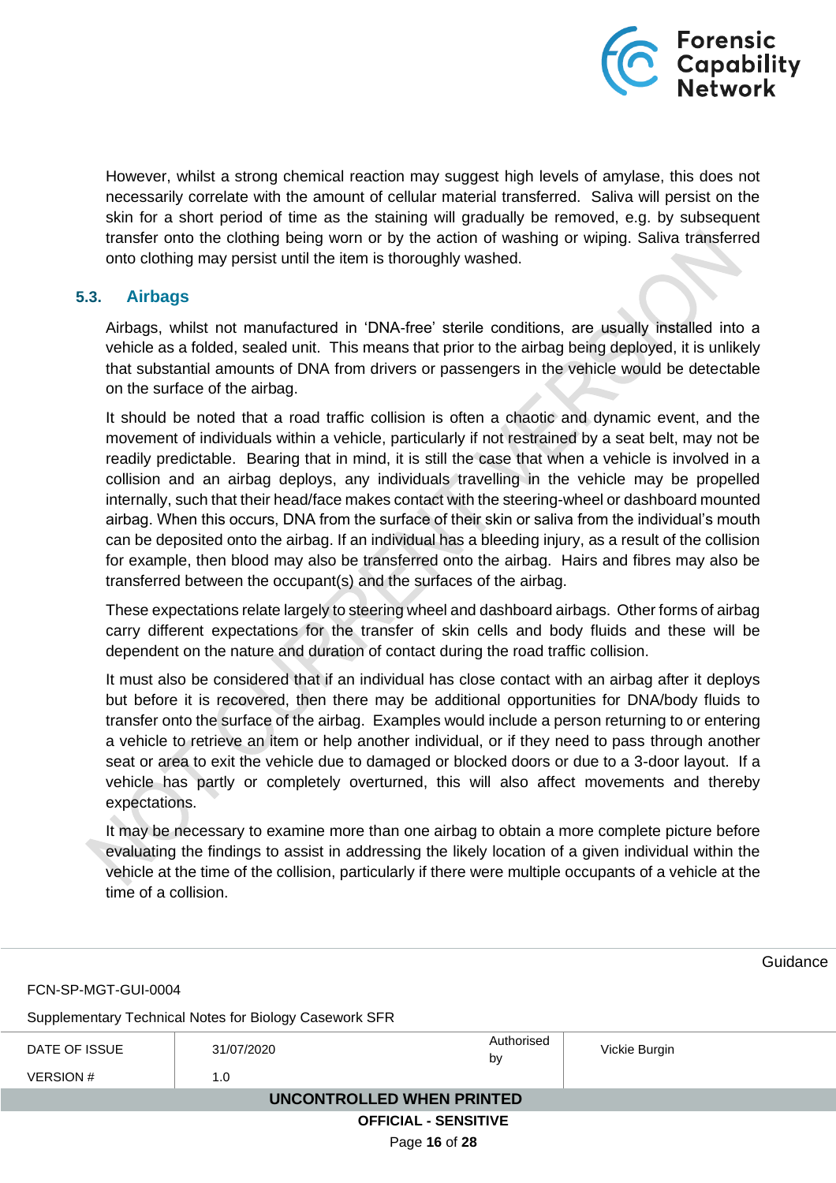However, whilst a strong chemical reaction may suggest high levels of amylase, this does not necessarily correlate with the amount of cellular material transferred. Saliva will persist on the skin for a short period of time as the staining will gradually be removed, e.g. by subsequent transfer onto the clothing being worn or by the action of washing or wiping. Saliva transferred onto clothing may persist until the item is thoroughly washed.

## 5.3. Airbags

Airbags, whilst not manufactured in 'DNA-free' sterile conditions, are usually installed into a vehicle as a folded, sealed unit. This means that prior to the airbag being deployed, it is unlikely that substantial amounts of DNA from drivers or passengers in the vehicle would be detectable on the surface of the airbag.

It should be noted that a road traffic collision is often a chaotic and dynamic event, and the movement of individuals within a vehicle, particularly if not restrained by a seat belt, may not be readily predictable. Bearing that in mind, it is still the case that when a vehicle is involved in a collision and an airbag deploys, any individuals travelling in the vehicle may be propelled internally, such that their head/face makes contact with the steering-wheel or dashboard mounted airbag. When this occurs, DNA from the surface of their skin or saliva from the individual's mouth can be deposited onto the airbag. If an individual has a bleeding injury, as a result of the collision for example, then blood may also be transferred onto the airbag. Hairs and fibres may also be transferred between the occupant(s) and the surfaces of the airbag.

These expectations relate largely to steering wheel and dashboard airbags. Other forms of airbag carry different expectations for the transfer of skin cells and body fluids and these will be dependent on the nature and duration of contact during the road traffic collision.

It must also be considered that if an individual has close contact with an airbag after it deploys but before it is recovered, then there may be additional opportunities for DNA/body fluids to transfer onto the surface of the airbag. Examples would include a person returning to or entering a vehicle to retrieve an item or help another individual, or if they need to pass through another seat or area to exit the vehicle due to damaged or blocked doors or due to a 3-door layout. If a vehicle has partly or completely overturned, this will also affect movements and thereby expectations.

It may be necessary to examine more than one airbag to obtain a more complete picture before evaluating the findings to assist in addressing the likely location of a given individual within the vehicle at the time of the collision, particularly if there were multiple occupants of a vehicle at the time of a collision.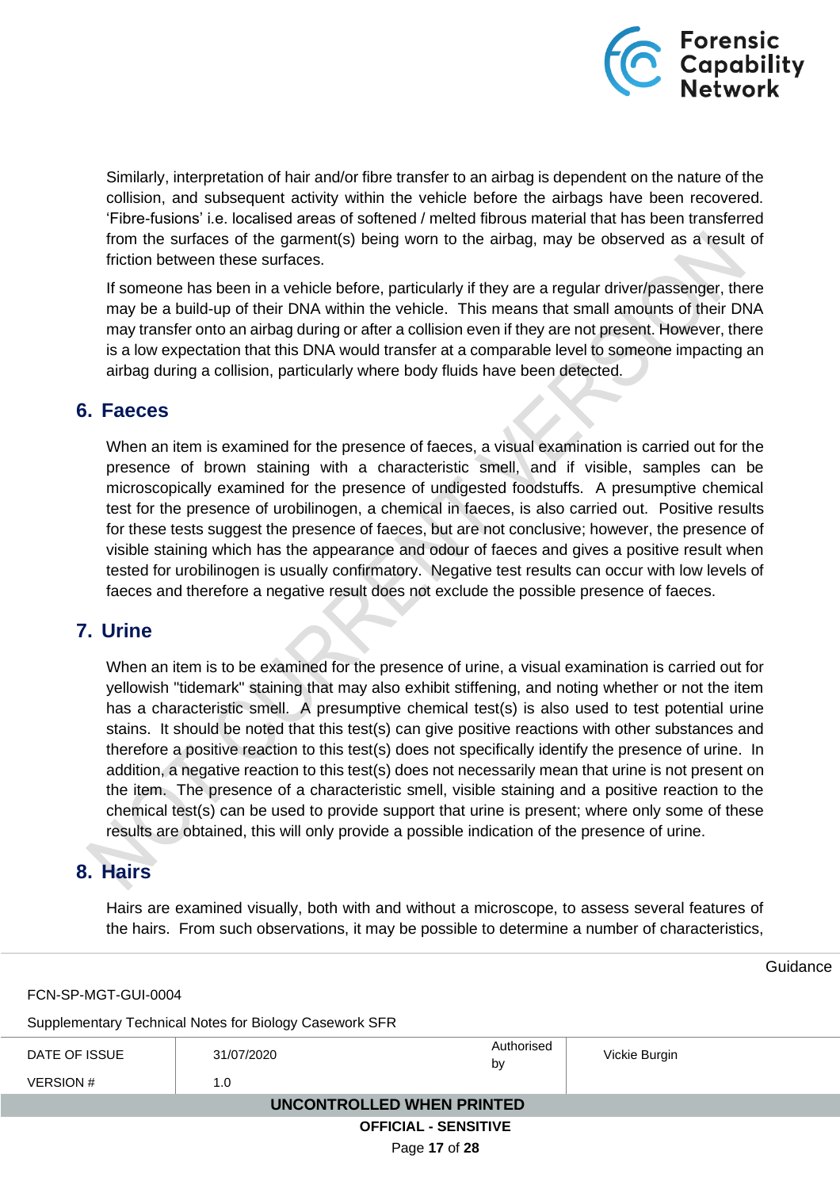Similarly, interpretation of hair and/or fibre transfer to an airbag is dependent on the nature of the collision, and subsequent activity within the vehicle before the airbags have been recovered. 'Fibre-fusions' i.e. localised areas of softened / melted fibrous material that has been transferred from the surfaces of the garment(s) being worn to the airbag, may be observed as a result of friction between these surfaces.

If someone has been in a vehicle before, particularly if they are a regular driver/passenger, there may be a build-up of their DNA within the vehicle. This means that small amounts of their DNA may transfer onto an airbag during or after a collision even if they are not present. However, there is a low expectation that this DNA would transfer at a comparable level to someone impacting an airbag during a collision, particularly where body fluids have been detected.

## 6. Faeces

When an item is examined for the presence of faeces, a visual examination is carried out for the presence of brown staining with a characteristic smell, and if visible, samples can be microscopically examined for the presence of undigested foodstuffs. A presumptive chemical test for the presence of urobilinogen, a chemical in faeces, is also carried out. Positive results for these tests suggest the presence of faeces, but are not conclusive; however, the presence of visible staining which has the appearance and odour of faeces and gives a positive result when tested for urobilinogen is usually confirmatory. Negative test results can occur with low levels of faeces and therefore a negative result does not exclude the possible presence of faeces.

## 7. Urine

When an item is to be examined for the presence of urine, a visual examination is carried out for yellowish "tidemark" staining that may also exhibit stiffening, and noting whether or not the item has a characteristic smell. A presumptive chemical test(s) is also used to test potential urine stains. It should be noted that this test(s) can give positive reactions with other substances and therefore a positive reaction to this test(s) does not specifically identify the presence of urine. In addition, a negative reaction to this test(s) does not necessarily mean that urine is not present on the item. The presence of a characteristic smell, visible staining and a positive reaction to the chemical test(s) can be used to provide support that urine is present; where only some of these results are obtained, this will only provide a possible indication of the presence of urine.

## 8. Hairs

Hairs are examined visually, both with and without a microscope, to assess several features of the hairs. From such observations, it may be possible to determine a number of characteristics,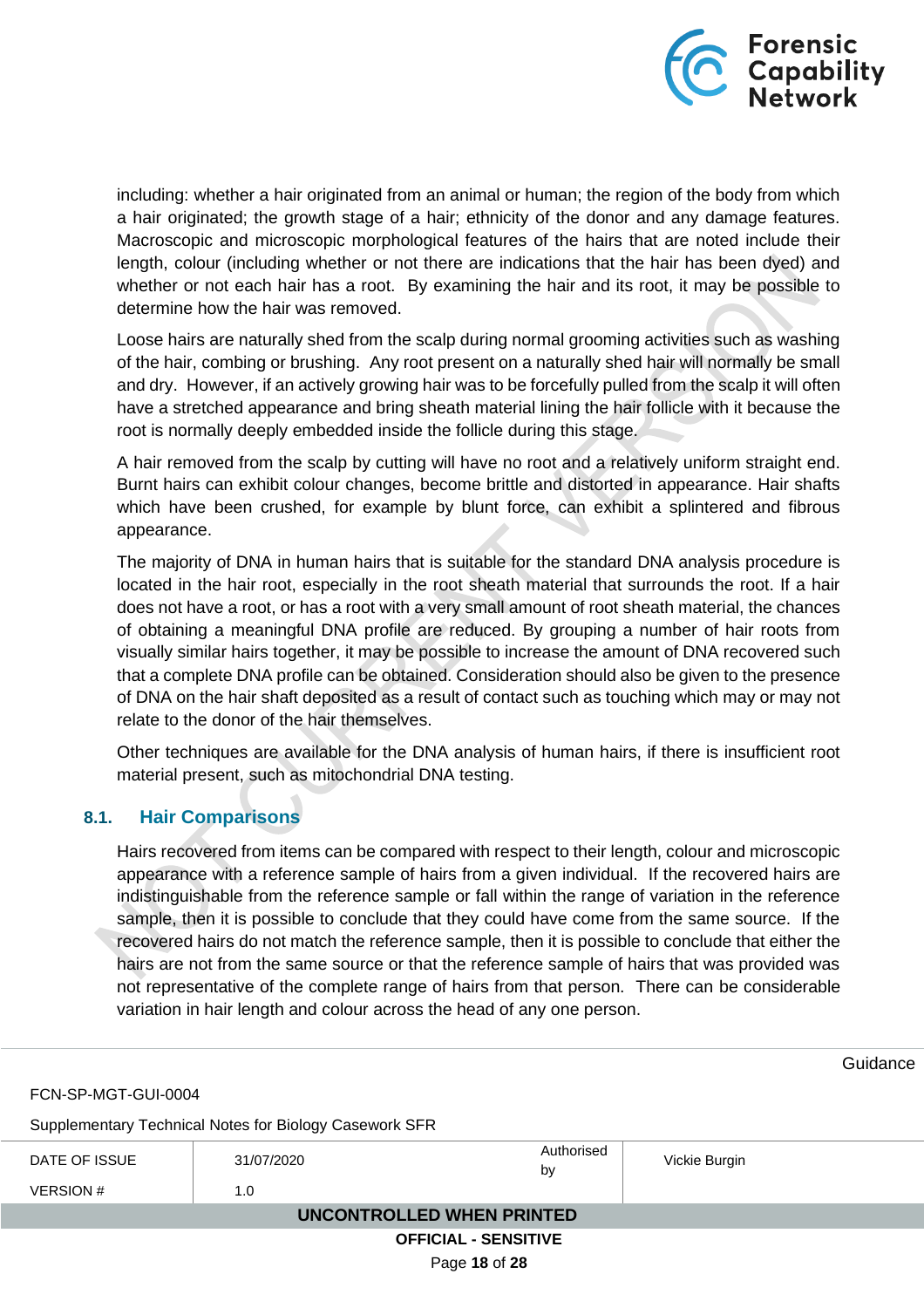including: whether a hair originated from an animal or human; the region of the body from which a hair originated; the growth stage of a hair; ethnicity of the donor and any damage features. Macroscopic and microscopic morphological features of the hairs that are noted include their length, colour (including whether or not there are indications that the hair has been dyed) and whether or not each hair has a root. By examining the hair and its root, it may be possible to determine how the hair was removed.

Loose hairs are naturally shed from the scalp during normal grooming activities such as washing of the hair, combing or brushing. Any root present on a naturally shed hair will normally be small and dry. However, if an actively growing hair was to be forcefully pulled from the scalp it will often have a stretched appearance and bring sheath material lining the hair follicle with it because the root is normally deeply embedded inside the follicle during this stage.

A hair removed from the scalp by cutting will have no root and a relatively uniform straight end. Burnt hairs can exhibit colour changes, become brittle and distorted in appearance. Hair shafts which have been crushed, for example by blunt force, can exhibit a splintered and fibrous appearance.

The majority of DNA in human hairs that is suitable for the standard DNA analysis procedure is located in the hair root, especially in the root sheath material that surrounds the root. If a hair does not have a root, or has a root with a very small amount of root sheath material, the chances of obtaining a meaningful DNA profile are reduced. By grouping a number of hair roots from visually similar hairs together, it may be possible to increase the amount of DNA recovered such that a complete DNA profile can be obtained. Consideration should also be given to the presence of DNA on the hair shaft deposited as a result of contact such as touching which may or may not relate to the donor of the hair themselves.

Other techniques are available for the DNA analysis of human hairs, if there is insufficient root material present, such as mitochondrial DNA testing.

## 8.1. Hair Comparisons

Hairs recovered from items can be compared with respect to their length, colour and microscopic appearance with a reference sample of hairs from a given individual. If the recovered hairs are indistinguishable from the reference sample or fall within the range of variation in the reference sample, then it is possible to conclude that they could have come from the same source. If the recovered hairs do not match the reference sample, then it is possible to conclude that either the hairs are not from the same source or that the reference sample of hairs that was provided was not representative of the complete range of hairs from that person. There can be considerable variation in hair length and colour across the head of any one person.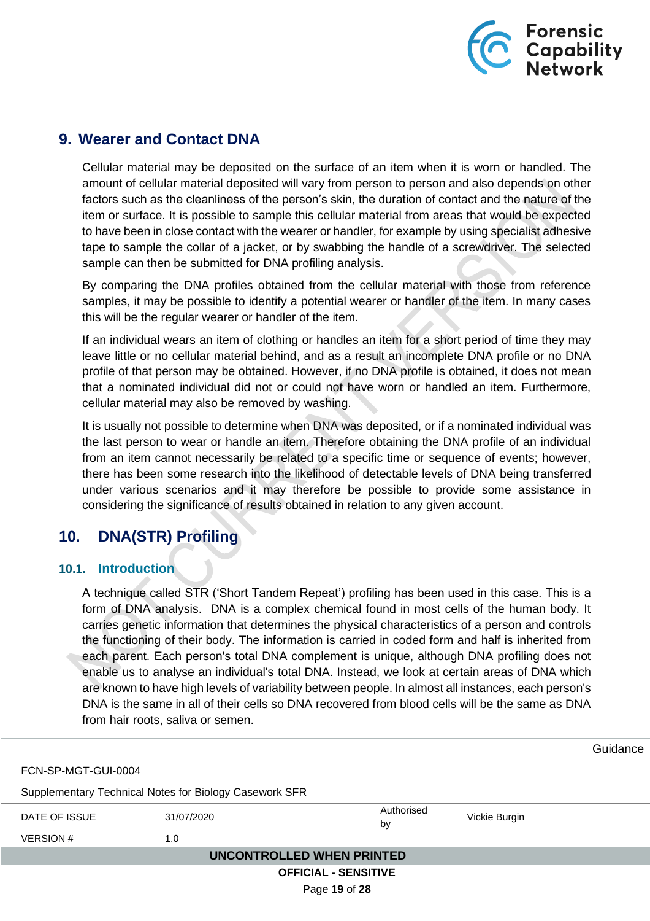## 9. Wearer and Contact DNA

Cellular material may be deposited on the surface of an item when it is worn or handled. The amount of cellular material deposited will vary from person to person and also depends on other factors such as the cleanliness of the person's skin, the duration of contact and the nature of the item or surface. It is possible to sample this cellular material from areas that would be expected to have been in close contact with the wearer or handler, for example by using specialist adhesive tape to sample the collar of a jacket, or by swabbing the handle of a screwdriver. The selected sample can then be submitted for DNA profiling analysis.

By comparing the DNA profiles obtained from the cellular material with those from reference samples, it may be possible to identify a potential wearer or handler of the item. In many cases this will be the regular wearer or handler of the item.

If an individual wears an item of clothing or handles an item for a short period of time they may leave little or no cellular material behind, and as a result an incomplete DNA profile or no DNA profile of that person may be obtained. However, if no DNA profile is obtained, it does not mean that a nominated individual did not or could not have worn or handled an item. Furthermore, cellular material may also be removed by washing.

It is usually not possible to determine when DNA was deposited, or if a nominated individual was the last person to wear or handle an item. Therefore obtaining the DNA profile of an individual from an item cannot necessarily be related to a specific time or sequence of events; however, there has been some research into the likelihood of detectable levels of DNA being transferred under various scenarios and it may therefore be possible to provide some assistance in considering the significance of results obtained in relation to any given account.

## 10. DNA(STR) Profiling

### 10.1. Introduction

A technique called STR ('Short Tandem Repeat') profiling has been used in this case. This is a form of DNA analysis. DNA is a complex chemical found in most cells of the human body. It carries genetic information that determines the physical characteristics of a person and controls the functioning of their body. The information is carried in coded form and half is inherited from each parent. Each person's total DNA complement is unique, although DNA profiling does not enable us to analyse an individual's total DNA. Instead, we look at certain areas of DNA which are known to have high levels of variability between people. In almost all instances, each person's DNA is the same in all of their cells so DNA recovered from blood cells will be the same as DNA from hair roots, saliva or semen.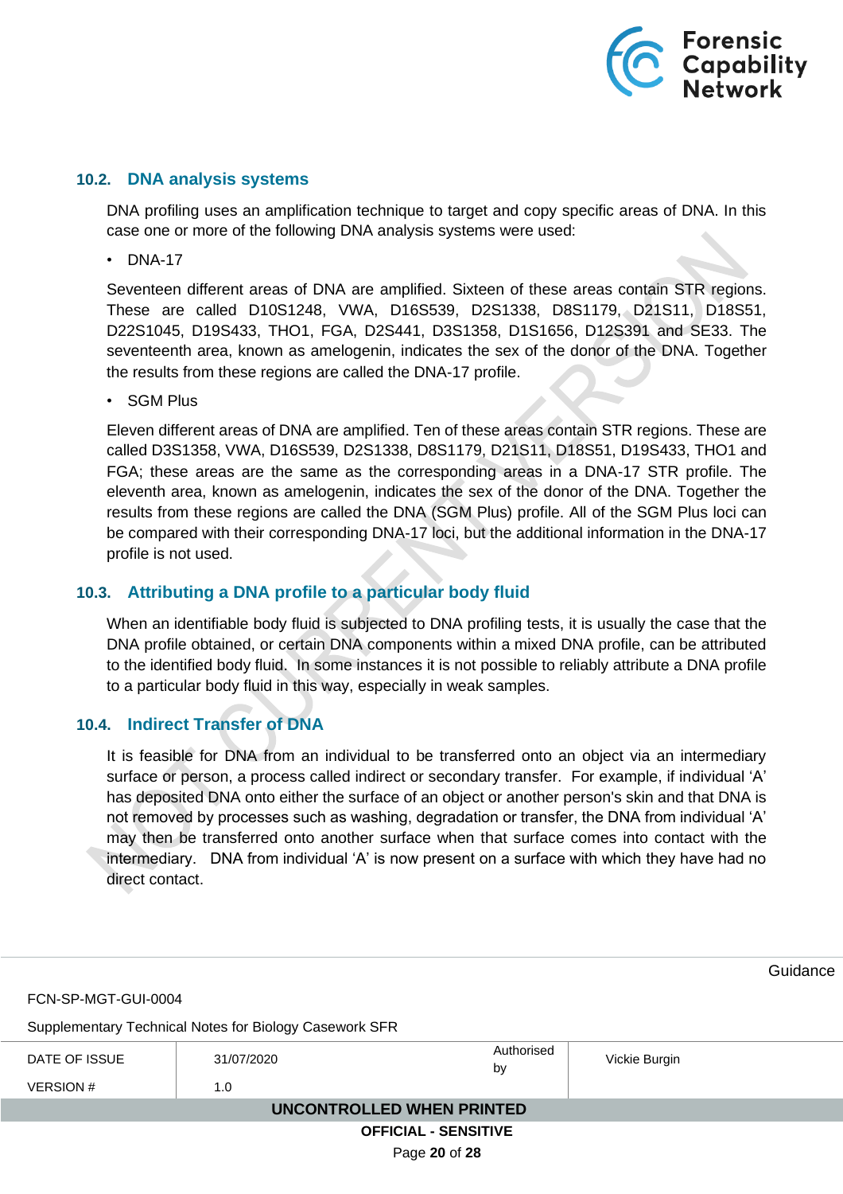## 10.2. DNA analysis systems

DNA profiling uses an amplification technique to target and copy specific areas of DNA. In this case one or more of the following DNA analysis systems were used:

- DNA-17

Seventeen different areas of DNA are amplified. Sixteen of these areas contain STR regions. These are called D10S1248, VWA, D16S539, D2S1338, D8S1179, D21S11, D18S51, D22S1045, D19S433, THO1, FGA, D2S441, D3S1358, D1S1656, D12S391 and SE33. The seventeenth area, known as amelogenin, indicates the sex of the donor of the DNA. Together the results from these regions are called the DNA-17 profile.

- SGM Plus

Eleven different areas of DNA are amplified. Ten of these areas contain STR regions. These are called D3S1358, VWA, D16S539, D2S1338, D8S1179, D21S11, D18S51, D19S433, THO1 and FGA; these areas are the same as the corresponding areas in a DNA-17 STR profile. The eleventh area, known as amelogenin, indicates the sex of the donor of the DNA. Together the results from these regions are called the DNA (SGM Plus) profile. All of the SGM Plus loci can be compared with their corresponding DNA-17 loci, but the additional information in the DNA-17 profile is not used.

## 10.3. Attributing a DNA profile to a particular body fluid

When an identifiable body fluid is subjected to DNA profiling tests, it is usually the case that the DNA profile obtained, or certain DNA components within a mixed DNA profile, can be attributed to the identified body fluid. In some instances it is not possible to reliably attribute a DNA profile to a particular body fluid in this way, especially in weak samples.

## 10.4. Indirect Transfer of DNA

It is feasible for DNA from an individual to be transferred onto an object via an intermediary surface or person, a process called indirect or secondary transfer. For example, if individual 'A' has deposited DNA onto either the surface of an object or another person's skin and that DNA is not removed by processes such as washing, degradation or transfer, the DNA from individual 'A' may then be transferred onto another surface when that surface comes into contact with the intermediary. DNA from individual 'A' is now present on a surface with which they have had no direct contact.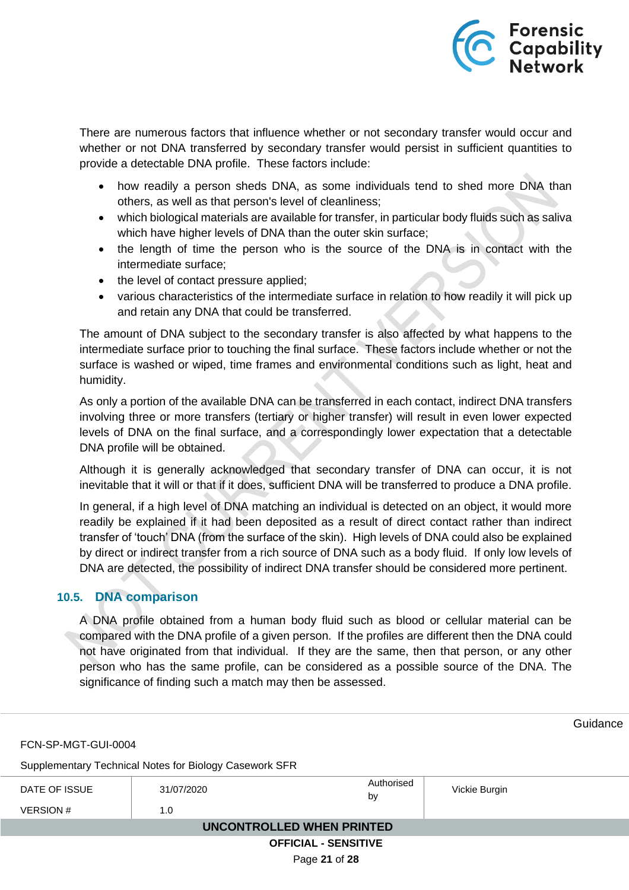There are numerous factors that influence whether or not secondary transfer would occur and whether or not DNA transferred by secondary transfer would persist in sufficient quantities to provide a detectable DNA profile. These factors include:

- how readily a person sheds DNA, as some individuals tend to shed more DNA than others, as well as that person's level of cleanliness;
- which biological materials are available for transfer, in particular body fluids such as saliva which have higher levels of DNA than the outer skin surface;
- the length of time the person who is the source of the DNA is in contact with the intermediate surface;
- the level of contact pressure applied;
- various characteristics of the intermediate surface in relation to how readily it will pick up and retain any DNA that could be transferred.

The amount of DNA subject to the secondary transfer is also affected by what happens to the intermediate surface prior to touching the final surface. These factors include whether or not the surface is washed or wiped, time frames and environmental conditions such as light, heat and humidity.

As only a portion of the available DNA can be transferred in each contact, indirect DNA transfers involving three or more transfers (tertiary or higher transfer) will result in even lower expected levels of DNA on the final surface, and a correspondingly lower expectation that a detectable DNA profile will be obtained.

Although it is generally acknowledged that secondary transfer of DNA can occur, it is not inevitable that it will or that if it does, sufficient DNA will be transferred to produce a DNA profile.

In general, if a high level of DNA matching an individual is detected on an object, it would more readily be explained if it had been deposited as a result of direct contact rather than indirect transfer of 'touch' DNA (from the surface of the skin). High levels of DNA could also be explained by direct or indirect transfer from a rich source of DNA such as a body fluid. If only low levels of DNA are detected, the possibility of indirect DNA transfer should be considered more pertinent.

### 10.5. DNA comparison

A DNA profile obtained from a human body fluid such as blood or cellular material can be compared with the DNA profile of a given person. If the profiles are different then the DNA could not have originated from that individual. If they are the same, then that person, or any other person who has the same profile, can be considered as a possible source of the DNA. The significance of finding such a match may then be assessed.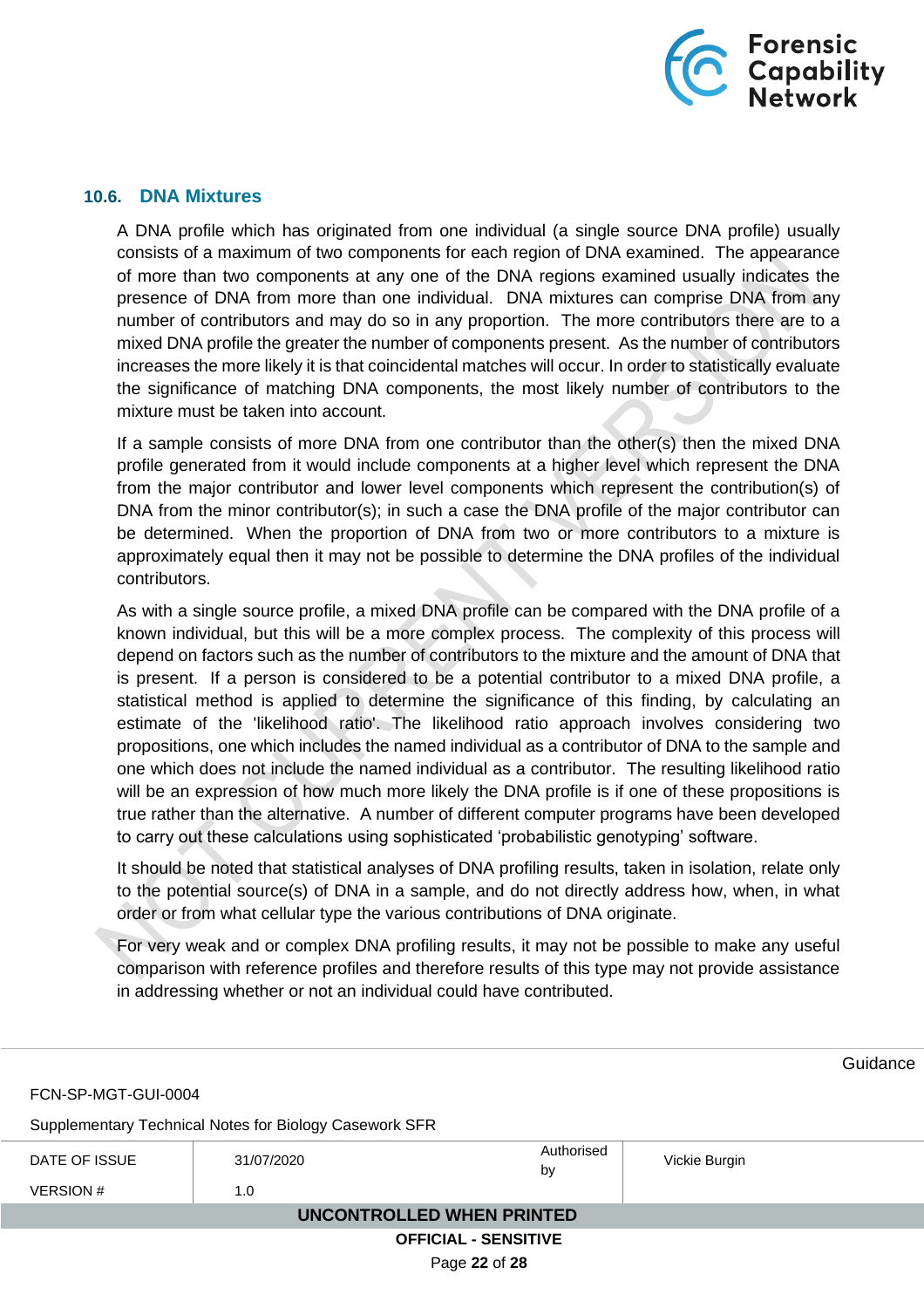### 10.6. DNA Mixtures

A DNA profile which has originated from one individual (a single source DNA profile) usually consists of a maximum of two components for each region of DNA examined. The appearance of more than two components at any one of the DNA regions examined usually indicates the presence of DNA from more than one individual. DNA mixtures can comprise DNA from any number of contributors and may do so in any proportion. The more contributors there are to a mixed DNA profile the greater the number of components present. As the number of contributors increases the more likely it is that coincidental matches will occur. In order to statistically evaluate the significance of matching DNA components, the most likely number of contributors to the mixture must be taken into account.

If a sample consists of more DNA from one contributor than the other(s) then the mixed DNA profile generated from it would include components at a higher level which represent the DNA from the major contributor and lower level components which represent the contribution(s) of DNA from the minor contributor(s); in such a case the DNA profile of the major contributor can be determined. When the proportion of DNA from two or more contributors to a mixture is approximately equal then it may not be possible to determine the DNA profiles of the individual contributors.

As with a single source profile, a mixed DNA profile can be compared with the DNA profile of a known individual, but this will be a more complex process. The complexity of this process will depend on factors such as the number of contributors to the mixture and the amount of DNA that is present. If a person is considered to be a potential contributor to a mixed DNA profile, a statistical method is applied to determine the significance of this finding, by calculating an estimate of the 'likelihood ratio'. The likelihood ratio approach involves considering two propositions, one which includes the named individual as a contributor of DNA to the sample and one which does not include the named individual as a contributor. The resulting likelihood ratio will be an expression of how much more likely the DNA profile is if one of these propositions is true rather than the alternative. A number of different computer programs have been developed to carry out these calculations using sophisticated 'probabilistic genotyping' software.

It should be noted that statistical analyses of DNA profiling results, taken in isolation, relate only to the potential source(s) of DNA in a sample, and do not directly address how, when, in what order or from what cellular type the various contributions of DNA originate.

For very weak and or complex DNA profiling results, it may not be possible to make any useful comparison with reference profiles and therefore results of this type may not provide assistance in addressing whether or not an individual could have contributed.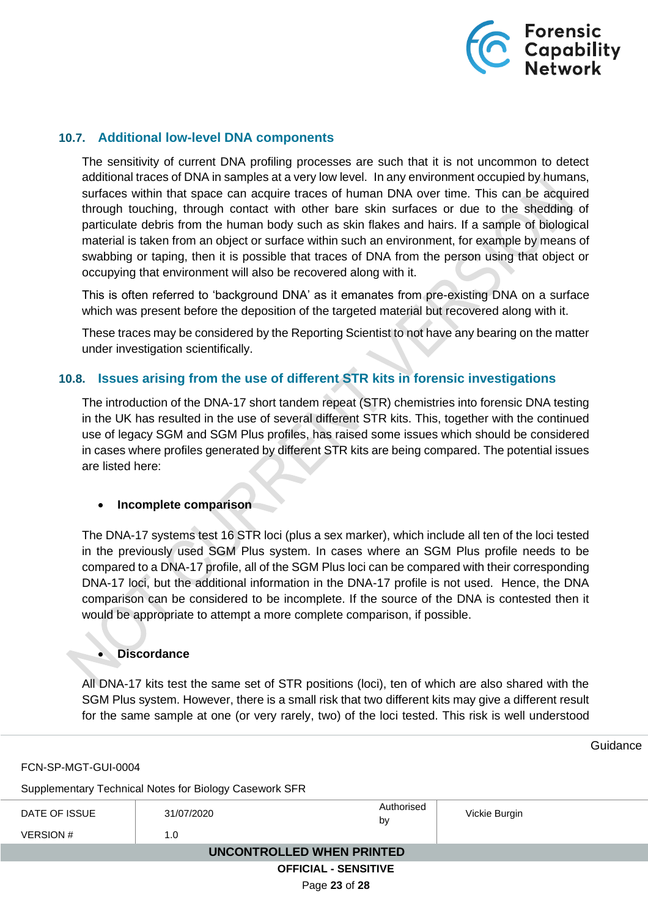## 10.7. Additional low-level DNA components

The sensitivity of current DNA profiling processes are such that it is not uncommon to detect additional traces of DNA in samples at a very low level. In any environment occupied by humans, surfaces within that space can acquire traces of human DNA over time. This can be acquired through touching, through contact with other bare skin surfaces or due to the shedding of particulate debris from the human body such as skin flakes and hairs. If a sample of biological material is taken from an object or surface within such an environment, for example by means of swabbing or taping, then it is possible that traces of DNA from the person using that object or occupying that environment will also be recovered along with it.

This is often referred to 'background DNA' as it emanates from pre-existing DNA on a surface which was present before the deposition of the targeted material but recovered along with it.

These traces may be considered by the Reporting Scientist to not have any bearing on the matter under investigation scientifically.

## 10.8. Issues arising from the use of different STR kits in forensic investigations

The introduction of the DNA-17 short tandem repeat (STR) chemistries into forensic DNA testing in the UK has resulted in the use of several different STR kits. This, together with the continued use of legacy SGM and SGM Plus profiles, has raised some issues which should be considered in cases where profiles generated by different STR kits are being compared. The potential issues are listed here:

- **Incomplete comparison**

The DNA-17 systems test 16 STR loci (plus a sex marker), which include all ten of the loci tested in the previously used SGM Plus system. In cases where an SGM Plus profile needs to be compared to a DNA-17 profile, all of the SGM Plus loci can be compared with their corresponding DNA-17 loci, but the additional information in the DNA-17 profile is not used. Hence, the DNA comparison can be considered to be incomplete. If the source of the DNA is contested then it would be appropriate to attempt a more complete comparison, if possible.

- **Discordance**

All DNA-17 kits test the same set of STR positions (loci), ten of which are also shared with the SGM Plus system. However, there is a small risk that two different kits may give a different result for the same sample at one (or very rarely, two) of the loci tested. This risk is well understood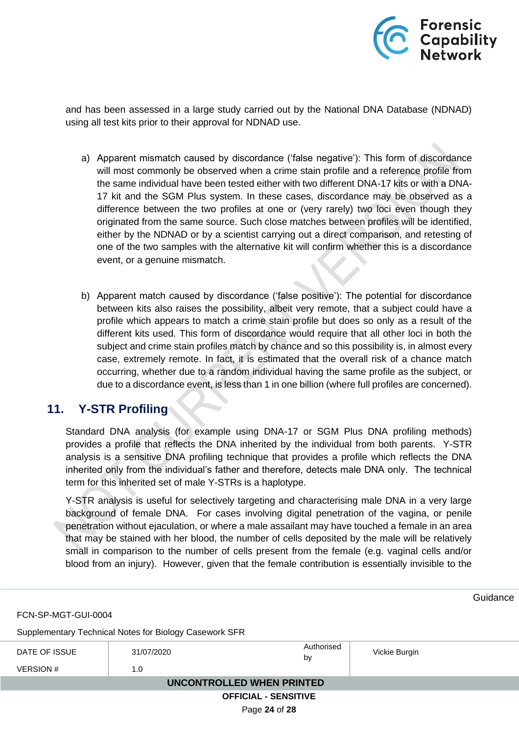and has been assessed in a large study carried out by the National DNA Database (NDNAD) using all test kits prior to their approval for NDNAD use.

a) Apparent mismatch caused by discordance ('false negative'): This form of discordance will most commonly be observed when a crime stain profile and a reference profile from the same individual have been tested either with two different DNA-17 kits or with a DNA-17 kit and the SGM Plus system. In these cases, discordance may be observed as a difference between the two profiles at one or (very rarely) two loci even though they originated from the same source. Such close matches between profiles will be identified, either by the NDNAD or by a scientist carrying out a direct comparison, and retesting of one of the two samples with the alternative kit will confirm whether this is a discordance event, or a genuine mismatch.

b) Apparent match caused by discordance ('false positive'): The potential for discordance between kits also raises the possibility, albeit very remote, that a subject could have a profile which appears to match a crime stain profile but does so only as a result of the different kits used. This form of discordance would require that all other loci in both the subject and crime stain profiles match by chance and so this possibility is, in almost every case, extremely remote. In fact, it is estimated that the overall risk of a chance match occurring, whether due to a random individual having the same profile as the subject, or due to a discordance event, is less than 1 in one billion (where full profiles are concerned).

## 11. Y-STR Profiling

Standard DNA analysis (for example using DNA-17 or SGM Plus DNA profiling methods) provides a profile that reflects the DNA inherited by the individual from both parents. Y-STR analysis is a sensitive DNA profiling technique that provides a profile which reflects the DNA inherited only from the individual's father and therefore, detects male DNA only. The technical term for this inherited set of male Y-STRs is a haplotype.

Y-STR analysis is useful for selectively targeting and characterising male DNA in a very large background of female DNA. For cases involving digital penetration of the vagina, or penile penetration without ejaculation, or where a male assailant may have touched a female in an area that may be stained with her blood, the number of cells deposited by the male will be relatively small in comparison to the number of cells present from the female (e.g. vaginal cells and/or blood from an injury). However, given that the female contribution is essentially invisible to the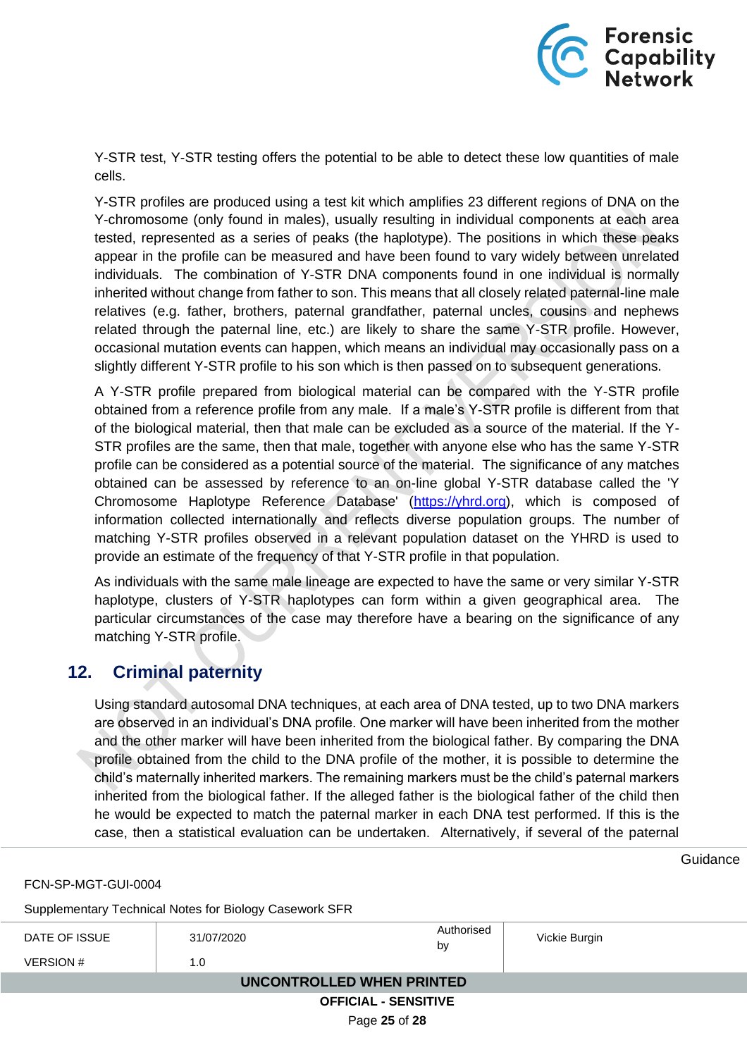Y-STR test, Y-STR testing offers the potential to be able to detect these low quantities of male cells.

Y-STR profiles are produced using a test kit which amplifies 23 different regions of DNA on the Y-chromosome (only found in males), usually resulting in individual components at each area tested, represented as a series of peaks (the haplotype). The positions in which these peaks appear in the profile can be measured and have been found to vary widely between unrelated individuals. The combination of Y-STR DNA components found in one individual is normally inherited without change from father to son. This means that all closely related paternal-line male relatives (e.g. father, brothers, paternal grandfather, paternal uncles, cousins and nephews related through the paternal line, etc.) are likely to share the same Y-STR profile. However, occasional mutation events can happen, which means an individual may occasionally pass on a slightly different Y-STR profile to his son which is then passed on to subsequent generations.

A Y-STR profile prepared from biological material can be compared with the Y-STR profile obtained from a reference profile from any male. If a male's Y-STR profile is different from that of the biological material, then that male can be excluded as a source of the material. If the Y-STR profiles are the same, then that male, together with anyone else who has the same Y-STR profile can be considered as a potential source of the material. The significance of any matches obtained can be assessed by reference to an on-line global Y-STR database called the 'Y Chromosome Haplotype Reference Database' (https://yhrd.org), which is composed of information collected internationally and reflects diverse population groups. The number of matching Y-STR profiles observed in a relevant population dataset on the YHRD is used to provide an estimate of the frequency of that Y-STR profile in that population.

As individuals with the same male lineage are expected to have the same or very similar Y-STR haplotype, clusters of Y-STR haplotypes can form within a given geographical area. The particular circumstances of the case may therefore have a bearing on the significance of any matching Y-STR profile.

## 12. Criminal paternity

Using standard autosomal DNA techniques, at each area of DNA tested, up to two DNA markers are observed in an individual's DNA profile. One marker will have been inherited from the mother and the other marker will have been inherited from the biological father. By comparing the DNA profile obtained from the child to the DNA profile of the mother, it is possible to determine the child's maternally inherited markers. The remaining markers must be the child's paternal markers inherited from the biological father. If the alleged father is the biological father of the child then he would be expected to match the paternal marker in each DNA test performed. If this is the case, then a statistical evaluation can be undertaken. Alternatively, if several of the paternal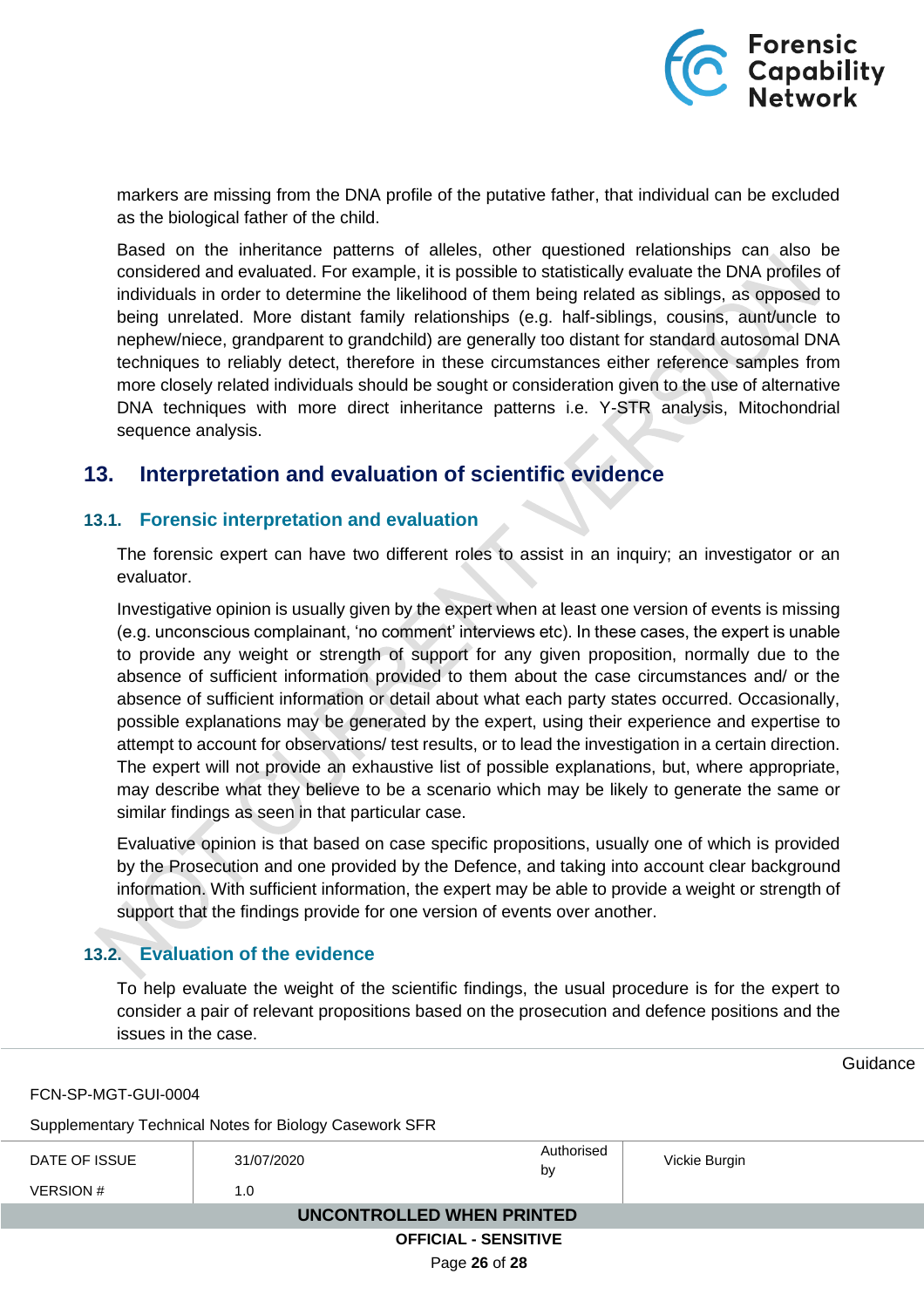markers are missing from the DNA profile of the putative father, that individual can be excluded as the biological father of the child.

Based on the inheritance patterns of alleles, other questioned relationships can also be considered and evaluated. For example, it is possible to statistically evaluate the DNA profiles of individuals in order to determine the likelihood of them being related as siblings, as opposed to being unrelated. More distant family relationships (e.g. half-siblings, cousins, aunt/uncle to nephew/niece, grandparent to grandchild) are generally too distant for standard autosomal DNA techniques to reliably detect, therefore in these circumstances either reference samples from more closely related individuals should be sought or consideration given to the use of alternative DNA techniques with more direct inheritance patterns i.e. Y-STR analysis, Mitochondrial sequence analysis.

## 13. Interpretation and evaluation of scientific evidence

### 13.1. Forensic interpretation and evaluation

The forensic expert can have two different roles to assist in an inquiry; an investigator or an evaluator.

Investigative opinion is usually given by the expert when at least one version of events is missing (e.g. unconscious complainant, 'no comment' interviews etc). In these cases, the expert is unable to provide any weight or strength of support for any given proposition, normally due to the absence of sufficient information provided to them about the case circumstances and/ or the absence of sufficient information or detail about what each party states occurred. Occasionally, possible explanations may be generated by the expert, using their experience and expertise to attempt to account for observations/ test results, or to lead the investigation in a certain direction. The expert will not provide an exhaustive list of possible explanations, but, where appropriate, may describe what they believe to be a scenario which may be likely to generate the same or similar findings as seen in that particular case.

Evaluative opinion is that based on case specific propositions, usually one of which is provided by the Prosecution and one provided by the Defence, and taking into account clear background information. With sufficient information, the expert may be able to provide a weight or strength of support that the findings provide for one version of events over another.

### 13.2. Evaluation of the evidence

To help evaluate the weight of the scientific findings, the usual procedure is for the expert to consider a pair of relevant propositions based on the prosecution and defence positions and the issues in the case.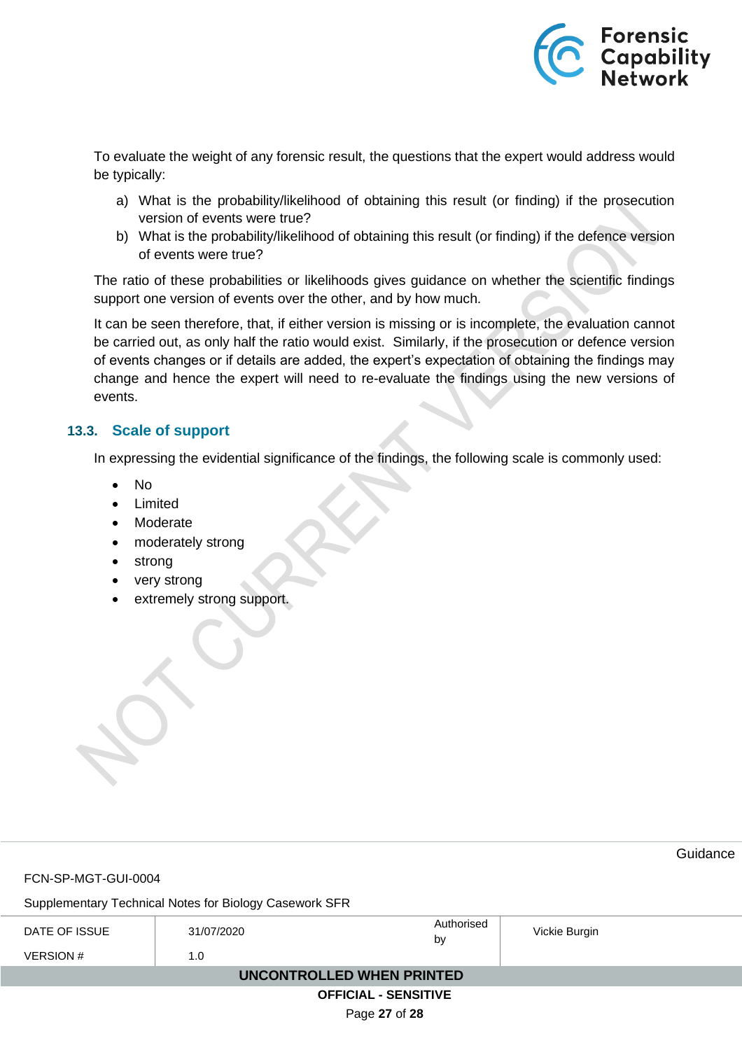To evaluate the weight of any forensic result, the questions that the expert would address would be typically:

a) What is the probability/likelihood of obtaining this result (or finding) if the prosecution version of events were true?
b) What is the probability/likelihood of obtaining this result (or finding) if the defence version of events were true?

The ratio of these probabilities or likelihoods gives guidance on whether the scientific findings support one version of events over the other, and by how much.

It can be seen therefore, that, if either version is missing or is incomplete, the evaluation cannot be carried out, as only half the ratio would exist. Similarly, if the prosecution or defence version of events changes or if details are added, the expert's expectation of obtaining the findings may change and hence the expert will need to re-evaluate the findings using the new versions of events.

### 13.3. Scale of support

In expressing the evidential significance of the findings, the following scale is commonly used:

- No
- Limited
- Moderate
- moderately strong
- strong
- very strong
- extremely strong support.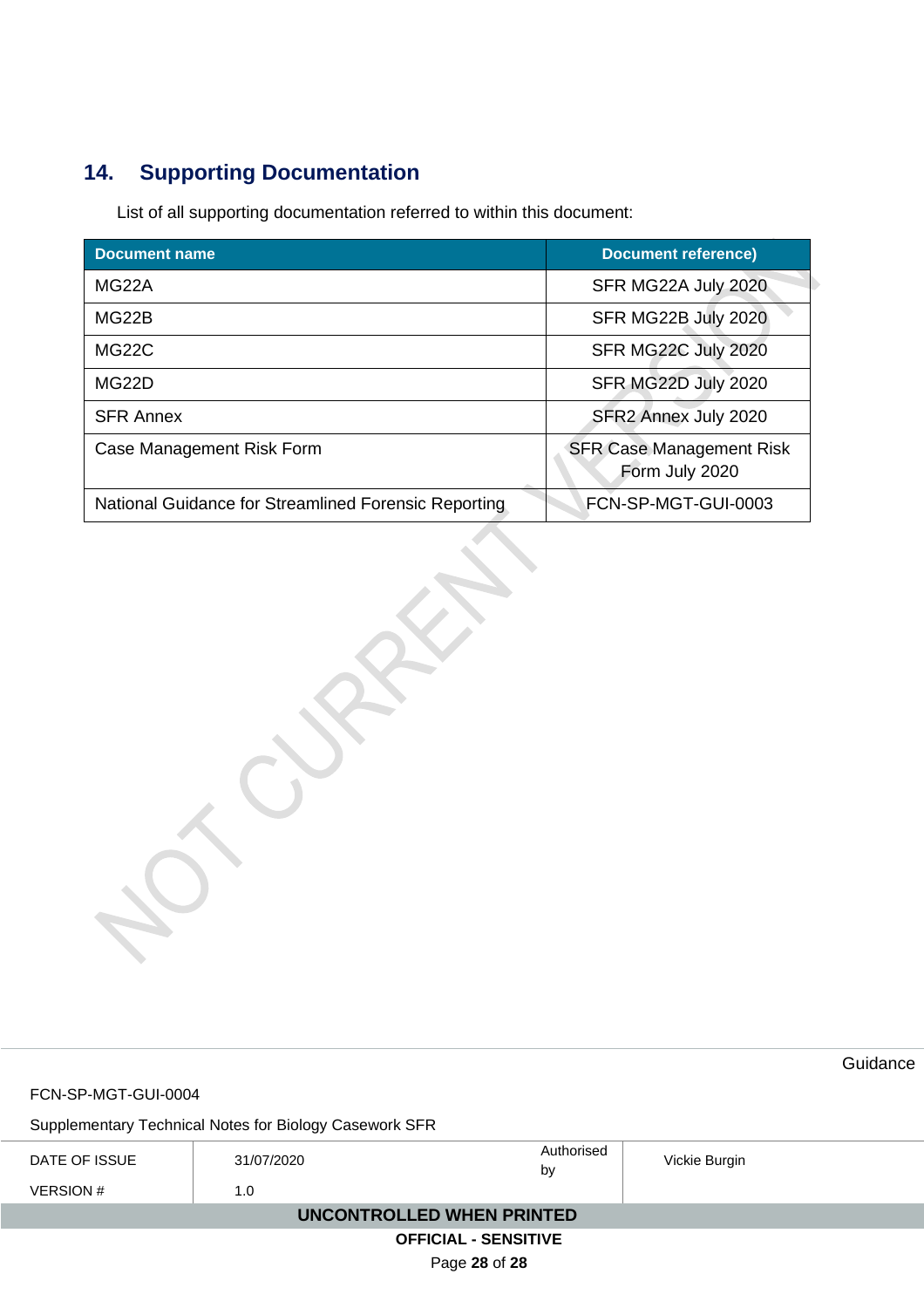## 14. Supporting Documentation

List of all supporting documentation referred to within this document:

| Document name | Document reference) |
|---|---|
| MG22A | SFR MG22A July 2020 |
| MG22B | SFR MG22B July 2020 |
| MG22C | SFR MG22C July 2020 |
| MG22D | SFR MG22D July 2020 |
| SFR Annex | SFR2 Annex July 2020 |
| Case Management Risk Form | SFR Case Management Risk Form July 2020 |
| National Guidance for Streamlined Forensic Reporting | FCN-SP-MGT-GUI-0003 |